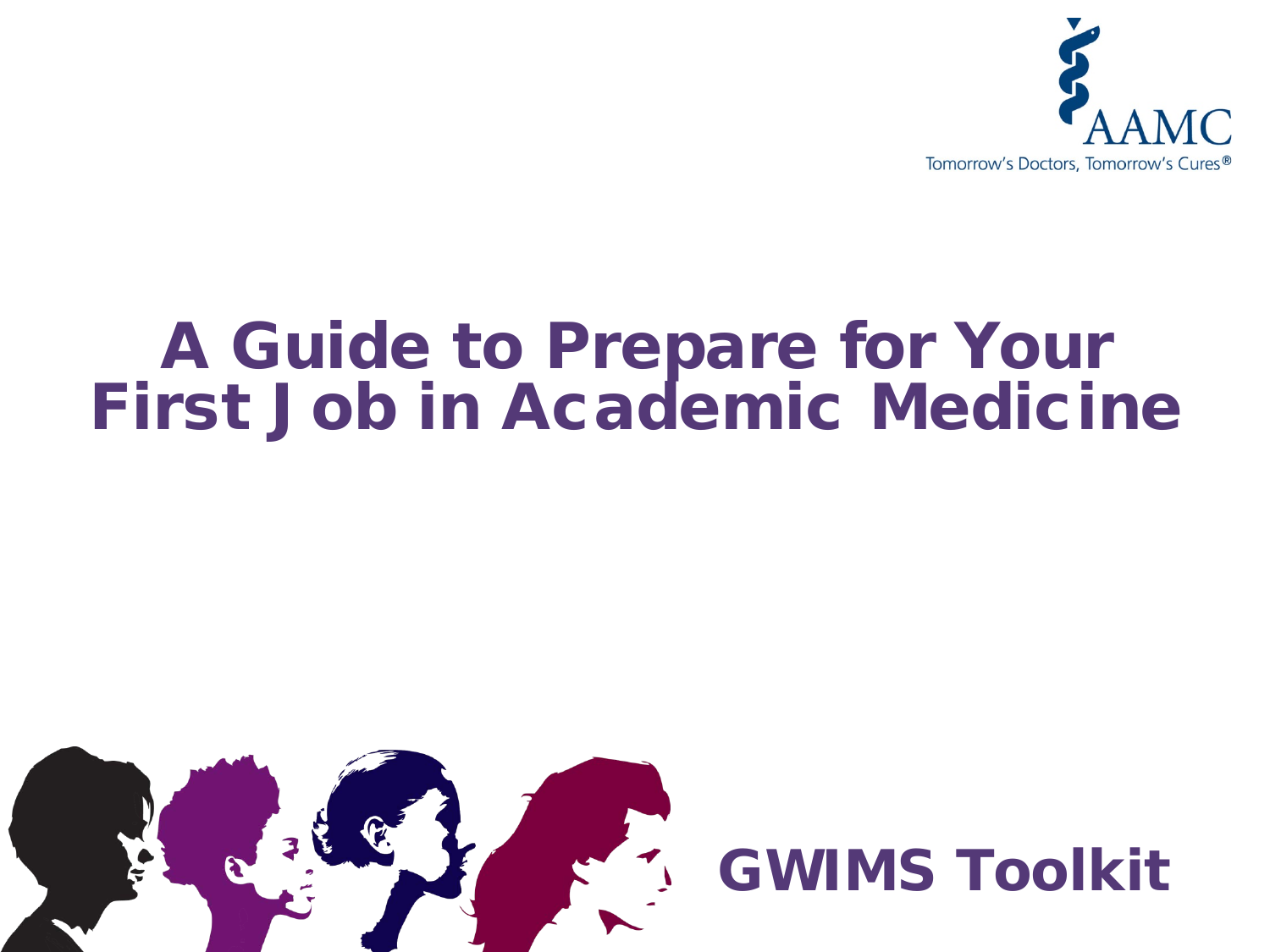AAMC

Tomorrow's Doctors, Tomorrow's Cures®

# A Guide to Prepare for Your First Job in Academic Medicine

## GWIMS Toolkit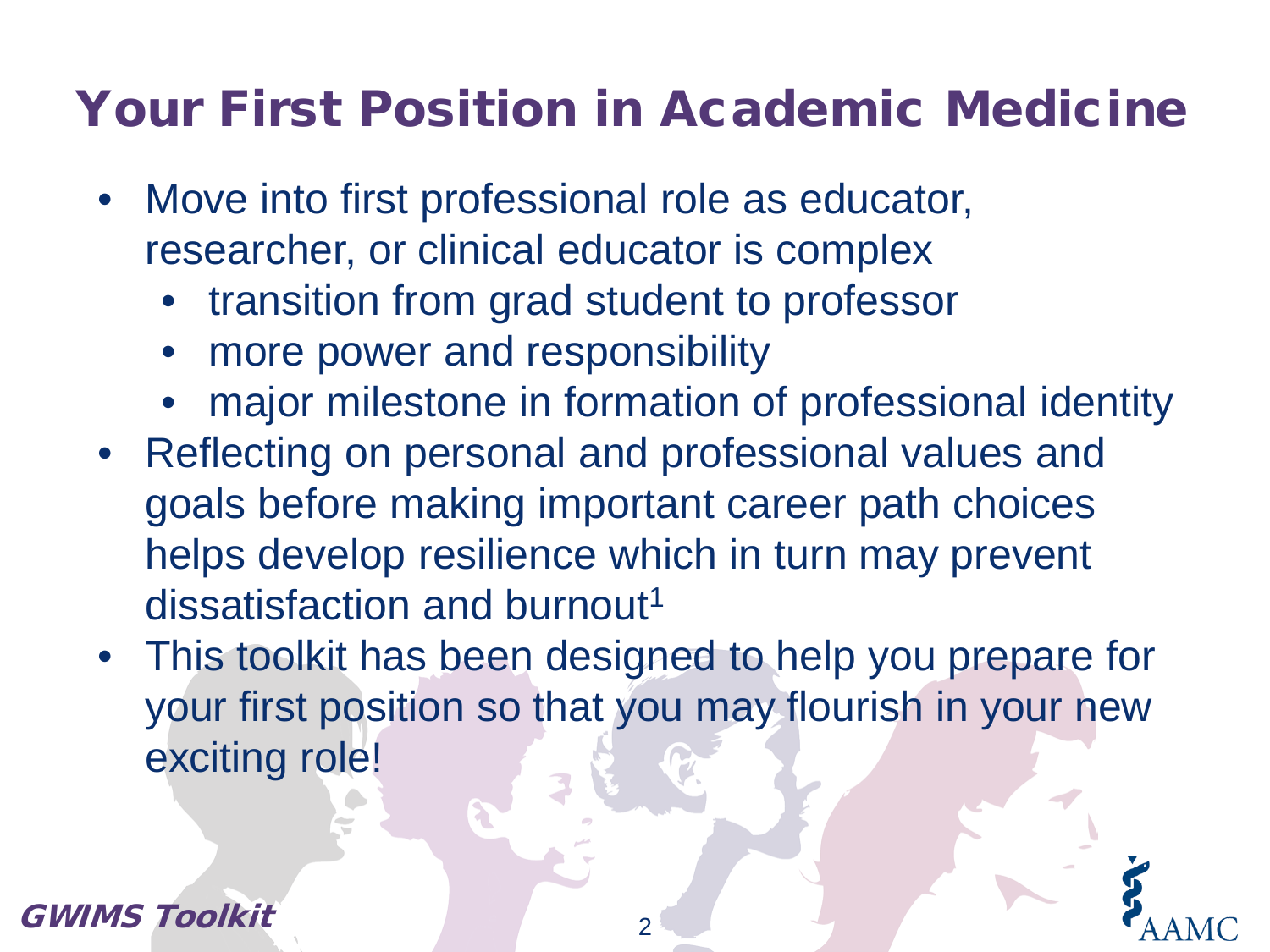# Your First Position in Academic Medicine

- Move into first professional role as educator, researcher, or clinical educator is complex
  - transition from grad student to professor
  - more power and responsibility
  - major milestone in formation of professional identity
- Reflecting on personal and professional values and goals before making important career path choices helps develop resilience which in turn may prevent dissatisfaction and burnout[1]
- This toolkit has been designed to help you prepare for your first position so that you may flourish in your new exciting role!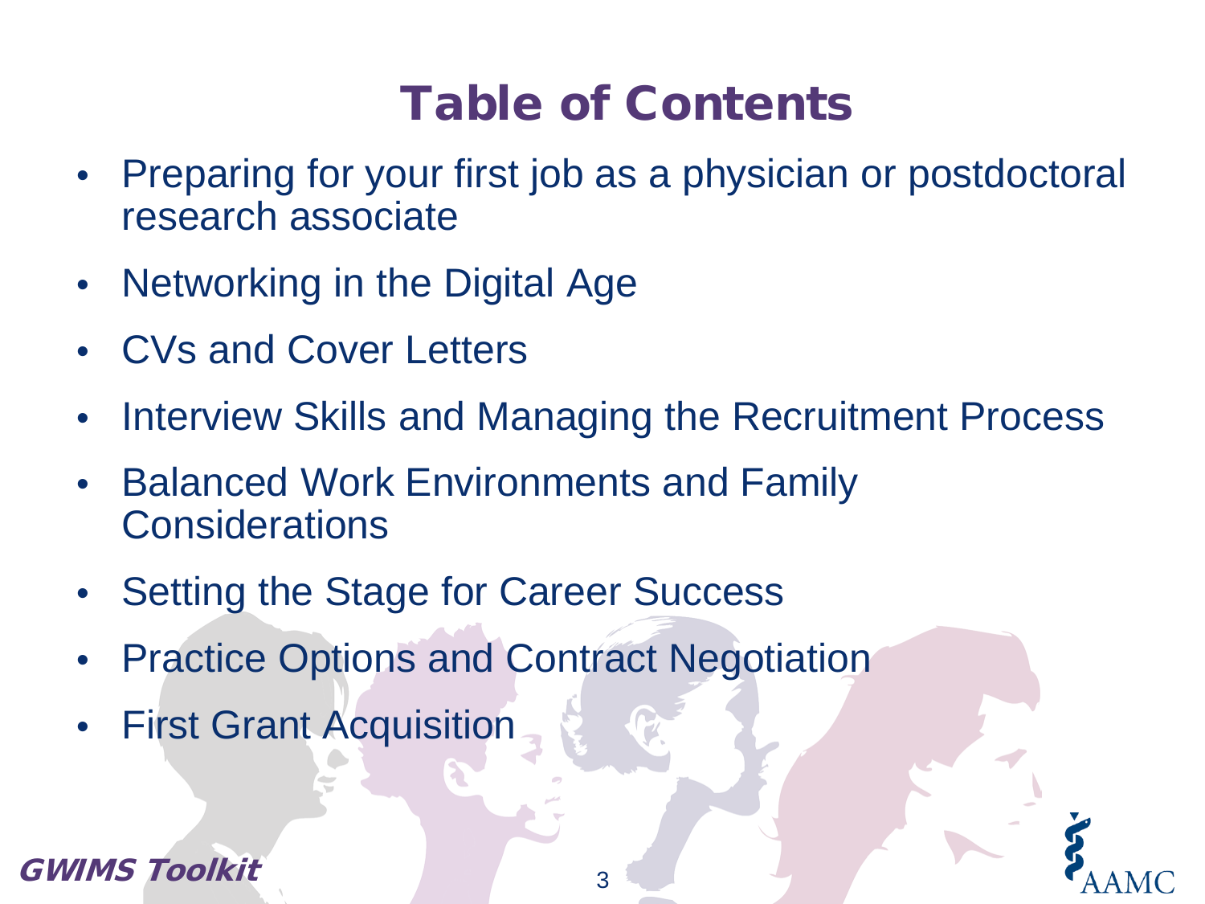# Table of Contents

- Preparing for your first job as a physician or postdoctoral research associate
- Networking in the Digital Age
- CVs and Cover Letters
- Interview Skills and Managing the Recruitment Process
- Balanced Work Environments and Family Considerations
- Setting the Stage for Career Success
- Practice Options and Contract Negotiation
- First Grant Acquisition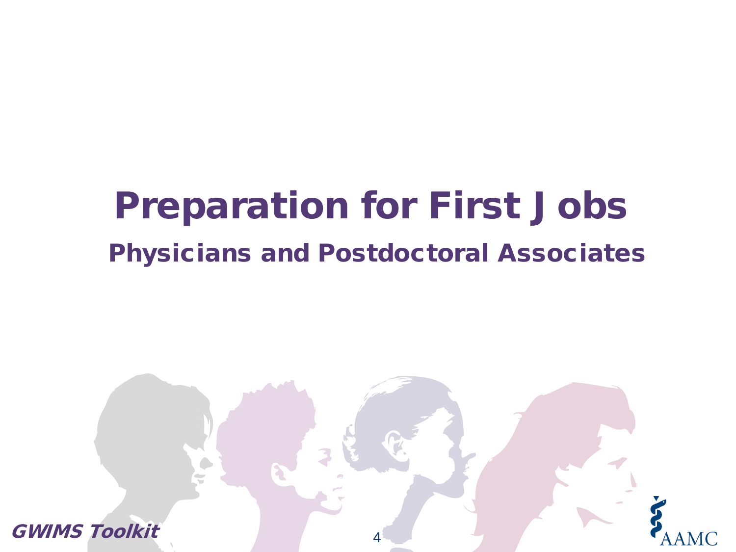# Preparation for First Jobs

## Physicians and Postdoctoral Associates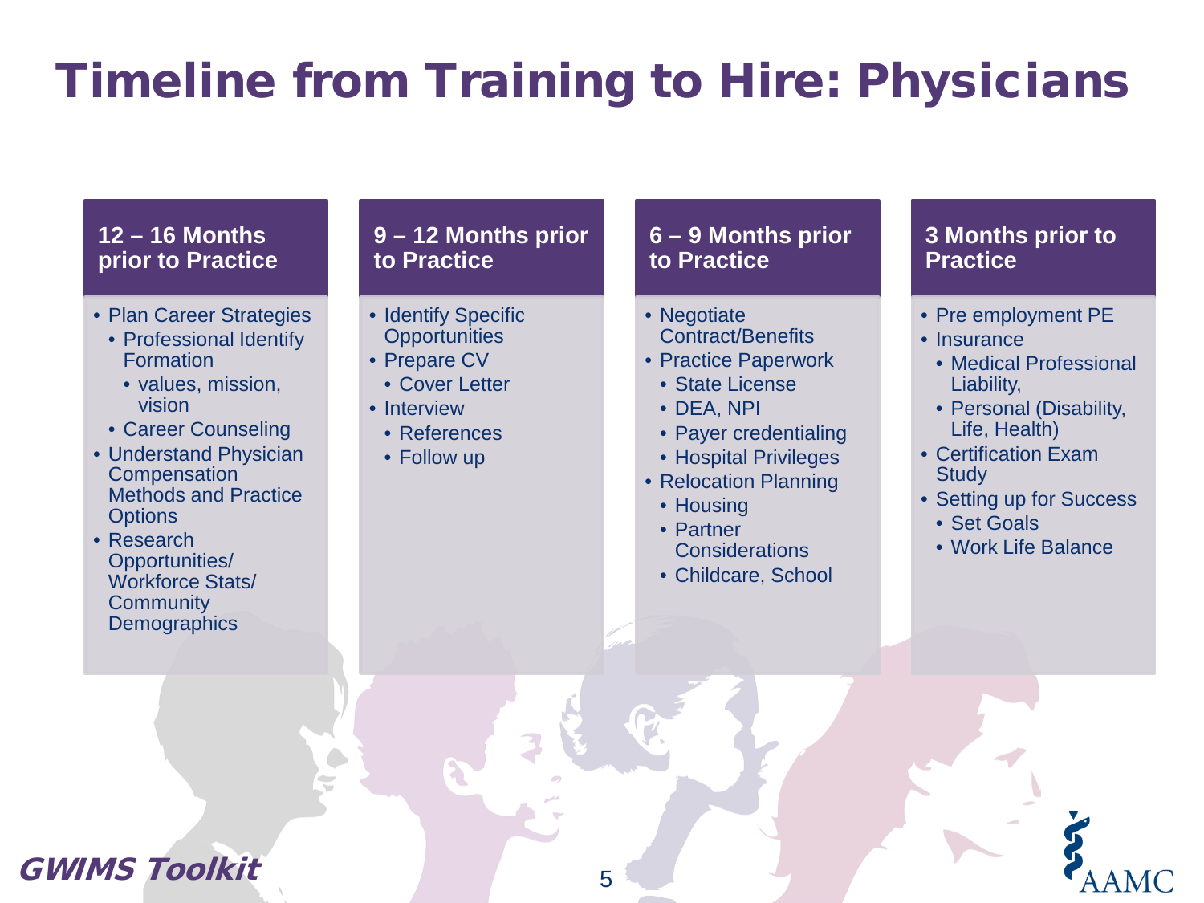# Timeline from Training to Hire: Physicians

## 12 – 16 Months prior to Practice

- Plan Career Strategies
  - Professional Identify Formation
    - values, mission, vision
  - Career Counseling
- Understand Physician Compensation Methods and Practice Options
- Research Opportunities/ Workforce Stats/ Community Demographics

## 9 – 12 Months prior to Practice

- Identify Specific Opportunities
- Prepare CV
  - Cover Letter
- Interview
  - References
  - Follow up

## 6 – 9 Months prior to Practice

- Negotiate Contract/Benefits
- Practice Paperwork
  - State License
  - DEA, NPI
  - Payer credentialing
  - Hospital Privileges
- Relocation Planning
  - Housing
  - Partner Considerations
  - Childcare, School

## 3 Months prior to Practice

- Pre employment PE
- Insurance
  - Medical Professional Liability,
  - Personal (Disability, Life, Health)
- Certification Exam Study
- Setting up for Success
  - Set Goals
  - Work Life Balance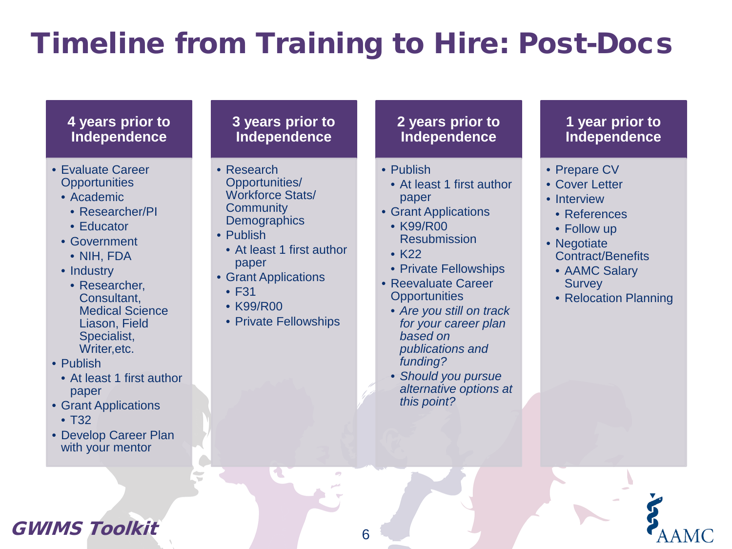# Timeline from Training to Hire: Post-Docs

## 4 years prior to Independence

- Evaluate Career Opportunities
  - Academic
    - Researcher/PI
    - Educator
  - Government
    - NIH, FDA
  - Industry
    - Researcher, Consultant, Medical Science Liason, Field Specialist, Writer,etc.
- Publish
  - At least 1 first author paper
- Grant Applications
  - T32
- Develop Career Plan with your mentor

## 3 years prior to Independence

- Research Opportunities/ Workforce Stats/ Community Demographics
- Publish
  - At least 1 first author paper
- Grant Applications
  - F31
  - K99/R00
  - Private Fellowships

## 2 years prior to Independence

- Publish
  - At least 1 first author paper
- Grant Applications
  - K99/R00 Resubmission
  - K22
  - Private Fellowships
- Reevaluate Career Opportunities
  - *Are you still on track for your career plan based on publications and funding?*
  - *Should you pursue alternative options at this point?*

## 1 year prior to Independence

- Prepare CV
- Cover Letter
- Interview
  - References
  - Follow up
- Negotiate Contract/Benefits
  - AAMC Salary Survey
  - Relocation Planning

**GWIMS Toolkit**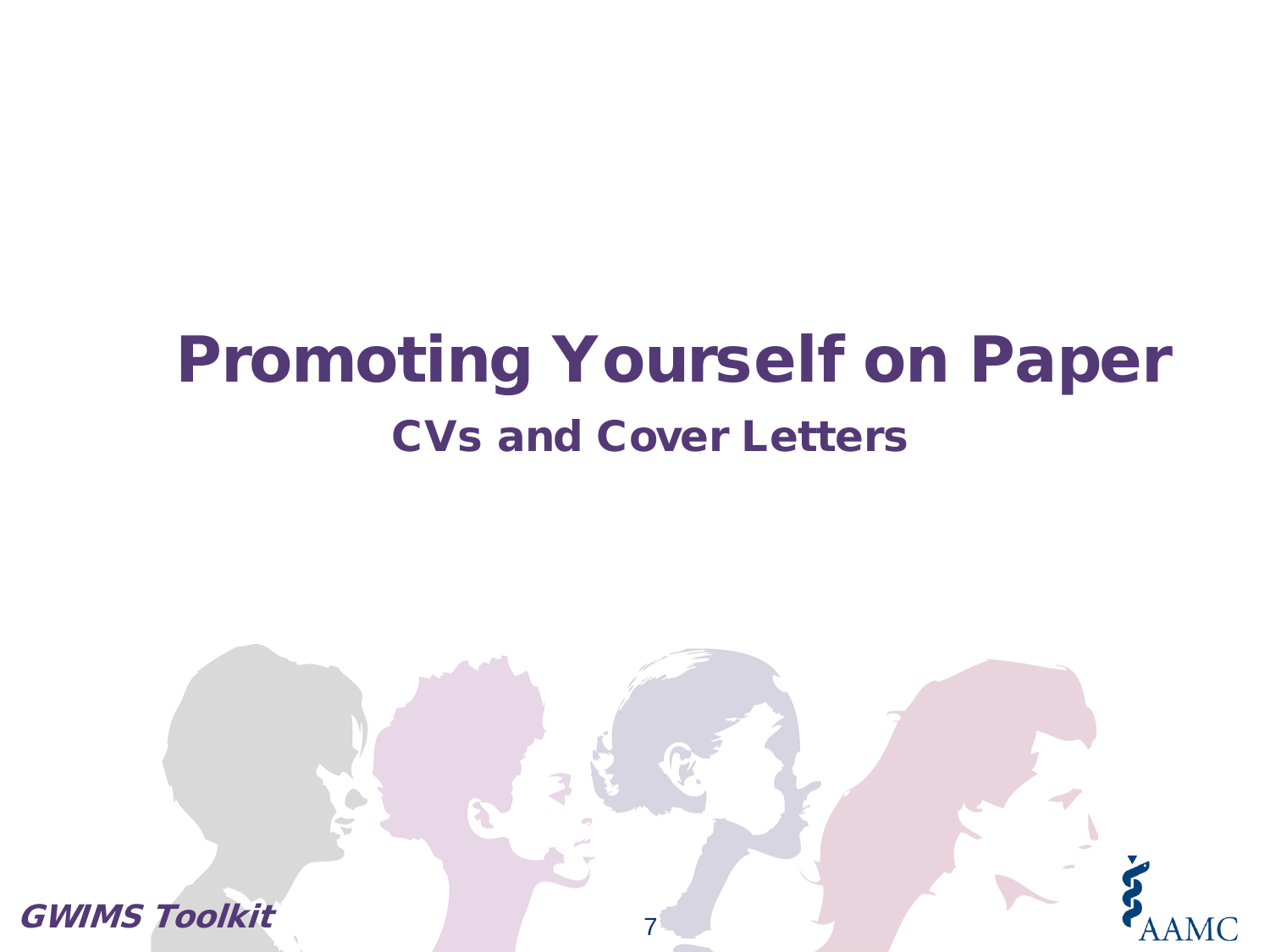# Promoting Yourself on Paper

## CVs and Cover Letters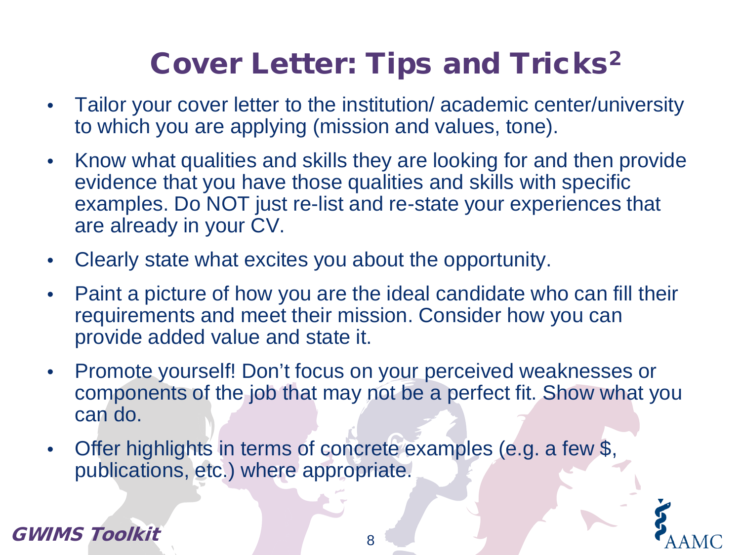# Cover Letter: Tips and Tricks[2]

- Tailor your cover letter to the institution/ academic center/university to which you are applying (mission and values, tone).
- Know what qualities and skills they are looking for and then provide evidence that you have those qualities and skills with specific examples. Do NOT just re-list and re-state your experiences that are already in your CV.
- Clearly state what excites you about the opportunity.
- Paint a picture of how you are the ideal candidate who can fill their requirements and meet their mission. Consider how you can provide added value and state it.
- Promote yourself! Don't focus on your perceived weaknesses or components of the job that may not be a perfect fit. Show what you can do.
- Offer highlights in terms of concrete examples (e.g. a few $, publications, etc.) where appropriate.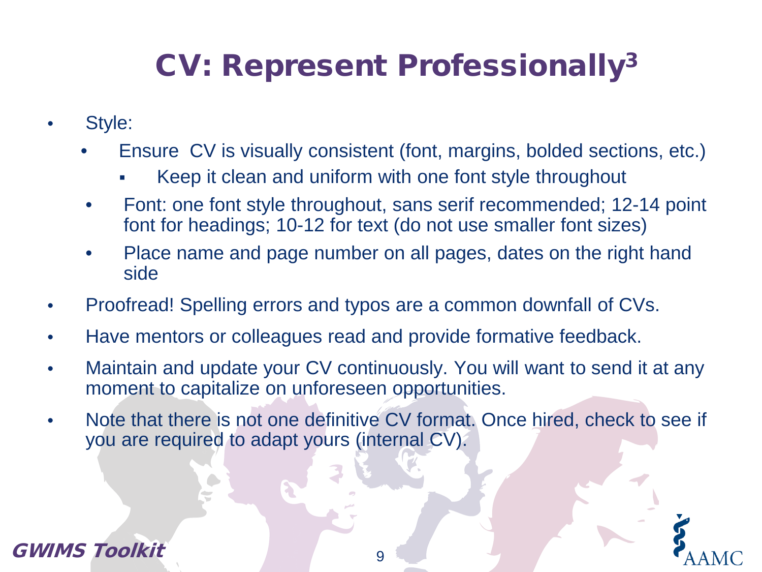# CV: Represent Professionally[3]

- Style:
  - Ensure  CV is visually consistent (font, margins, bolded sections, etc.)
    - Keep it clean and uniform with one font style throughout
  - Font: one font style throughout, sans serif recommended; 12-14 point font for headings; 10-12 for text (do not use smaller font sizes)
  - Place name and page number on all pages, dates on the right hand side
- Proofread! Spelling errors and typos are a common downfall of CVs.
- Have mentors or colleagues read and provide formative feedback.
- Maintain and update your CV continuously. You will want to send it at any moment to capitalize on unforeseen opportunities.
- Note that there is not one definitive CV format. Once hired, check to see if you are required to adapt yours (internal CV).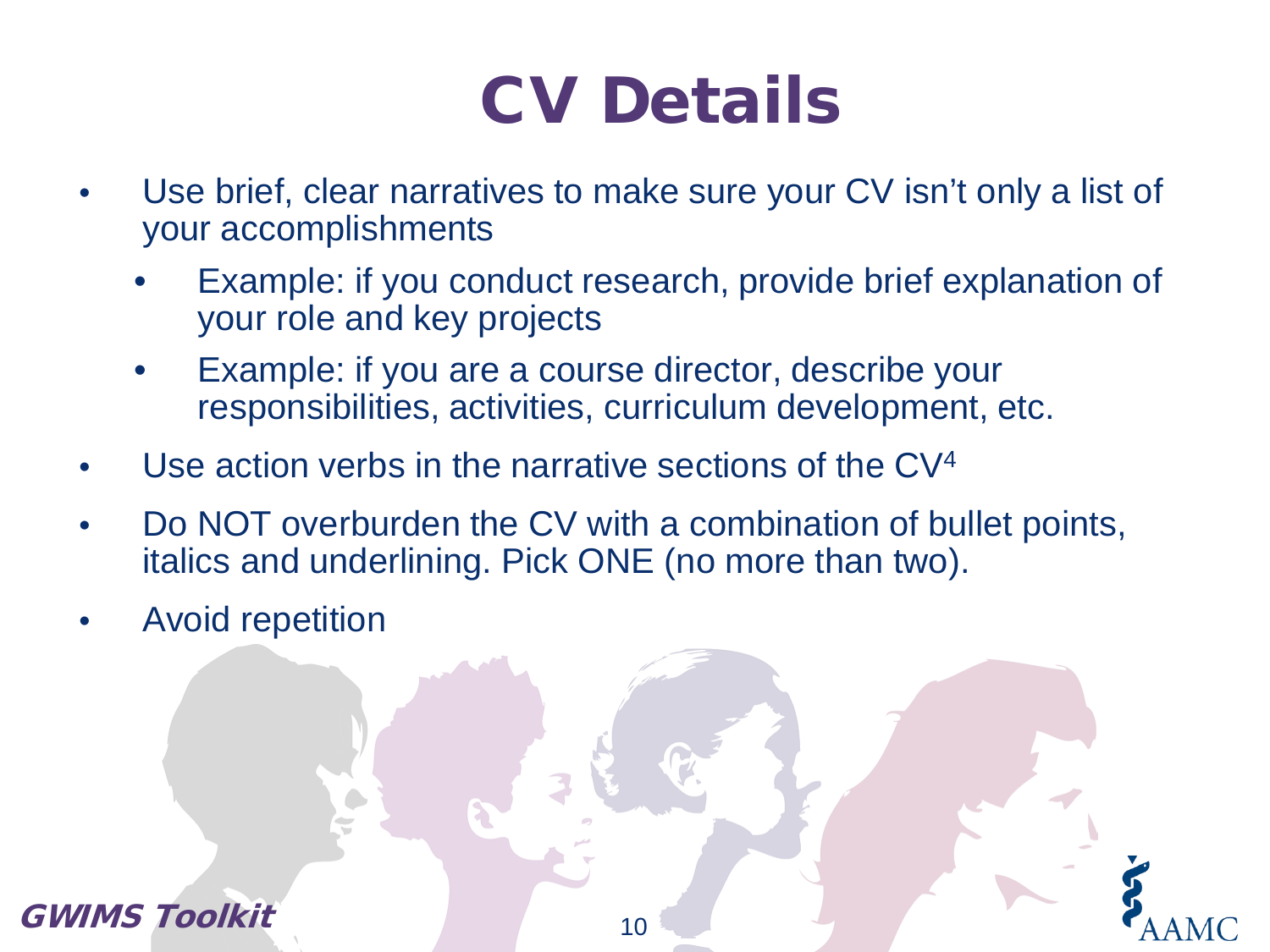# CV Details

- Use brief, clear narratives to make sure your CV isn't only a list of your accomplishments
  - Example: if you conduct research, provide brief explanation of your role and key projects
  - Example: if you are a course director, describe your responsibilities, activities, curriculum development, etc.
- Use action verbs in the narrative sections of the CV[4]
- Do NOT overburden the CV with a combination of bullet points, italics and underlining. Pick ONE (no more than two).
- Avoid repetition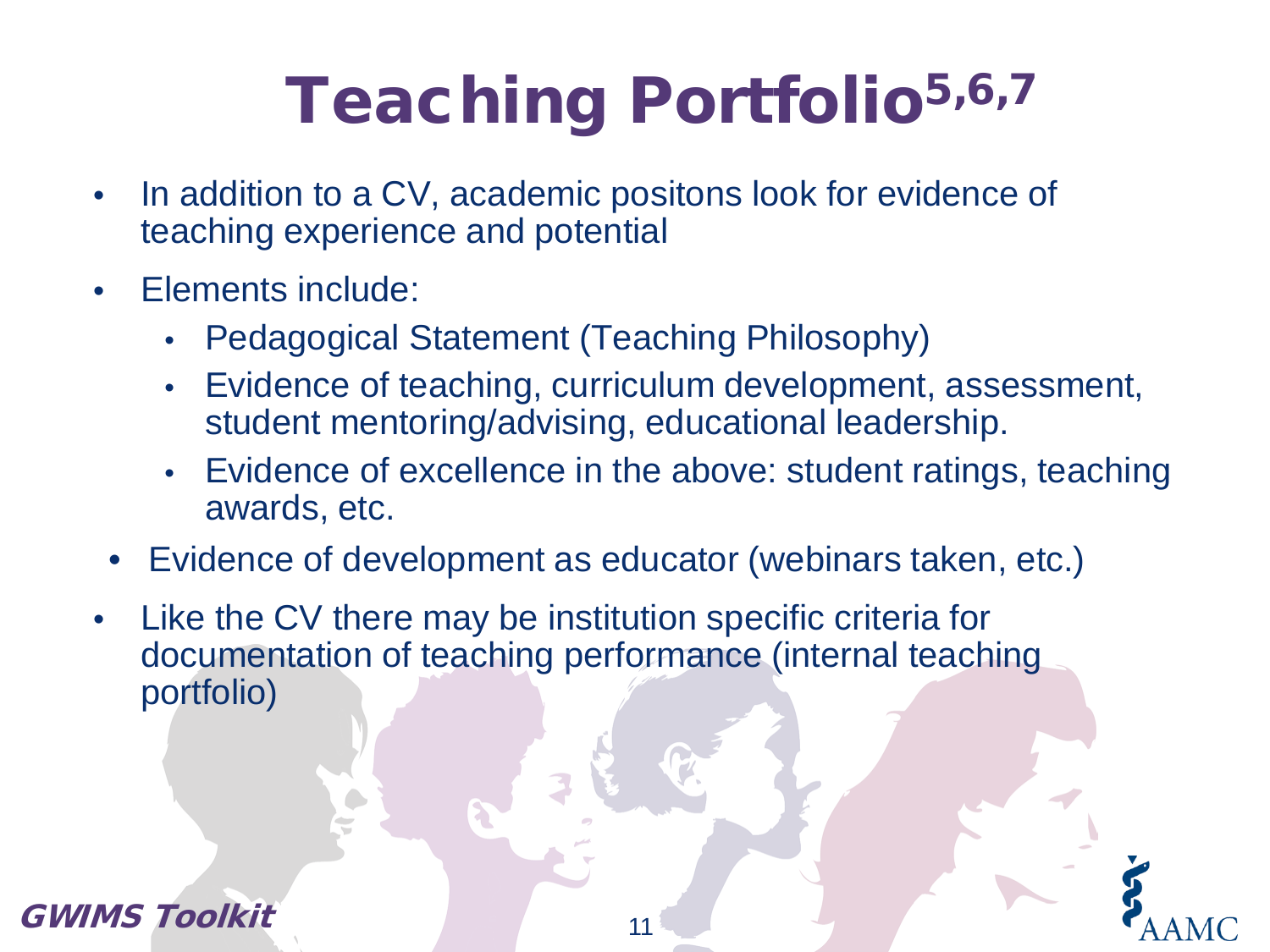# Teaching Portfolio[5,6,7]

- In addition to a CV, academic positons look for evidence of teaching experience and potential
- Elements include:
  - Pedagogical Statement (Teaching Philosophy)
  - Evidence of teaching, curriculum development, assessment, student mentoring/advising, educational leadership.
  - Evidence of excellence in the above: student ratings, teaching awards, etc.
  - Evidence of development as educator (webinars taken, etc.)
- Like the CV there may be institution specific criteria for documentation of teaching performance (internal teaching portfolio)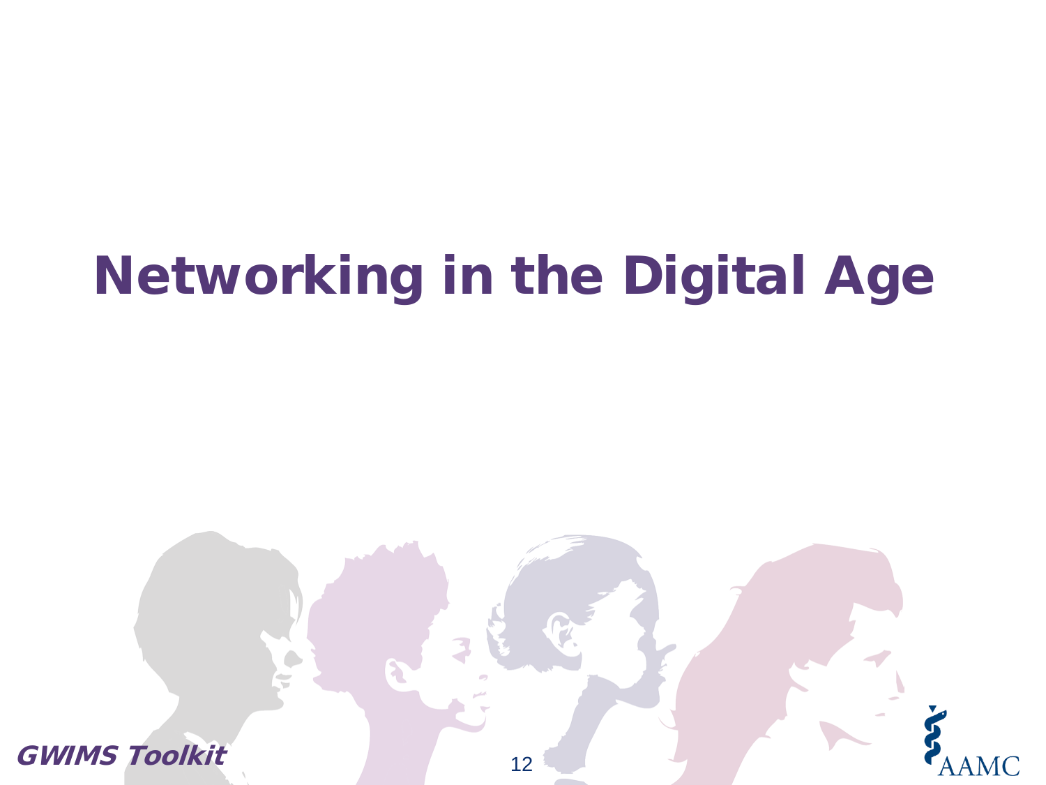# Networking in the Digital Age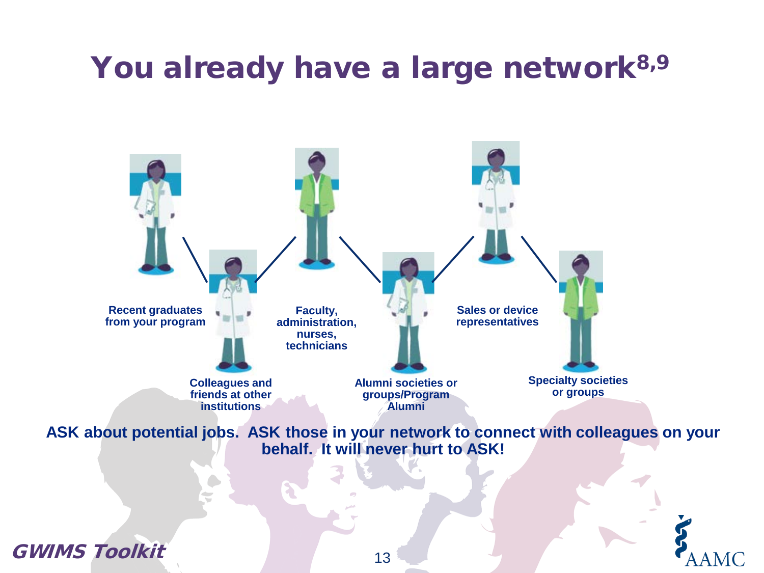# You already have a large network[8,9]

- Recent graduates from your program
- Colleagues and friends at other institutions
- Faculty, administration, nurses, technicians
- Alumni societies or groups/Program Alumni
- Sales or device representatives
- Specialty societies or groups

**ASK about potential jobs. ASK those in your network to connect with colleagues on your behalf. It will never hurt to ASK!**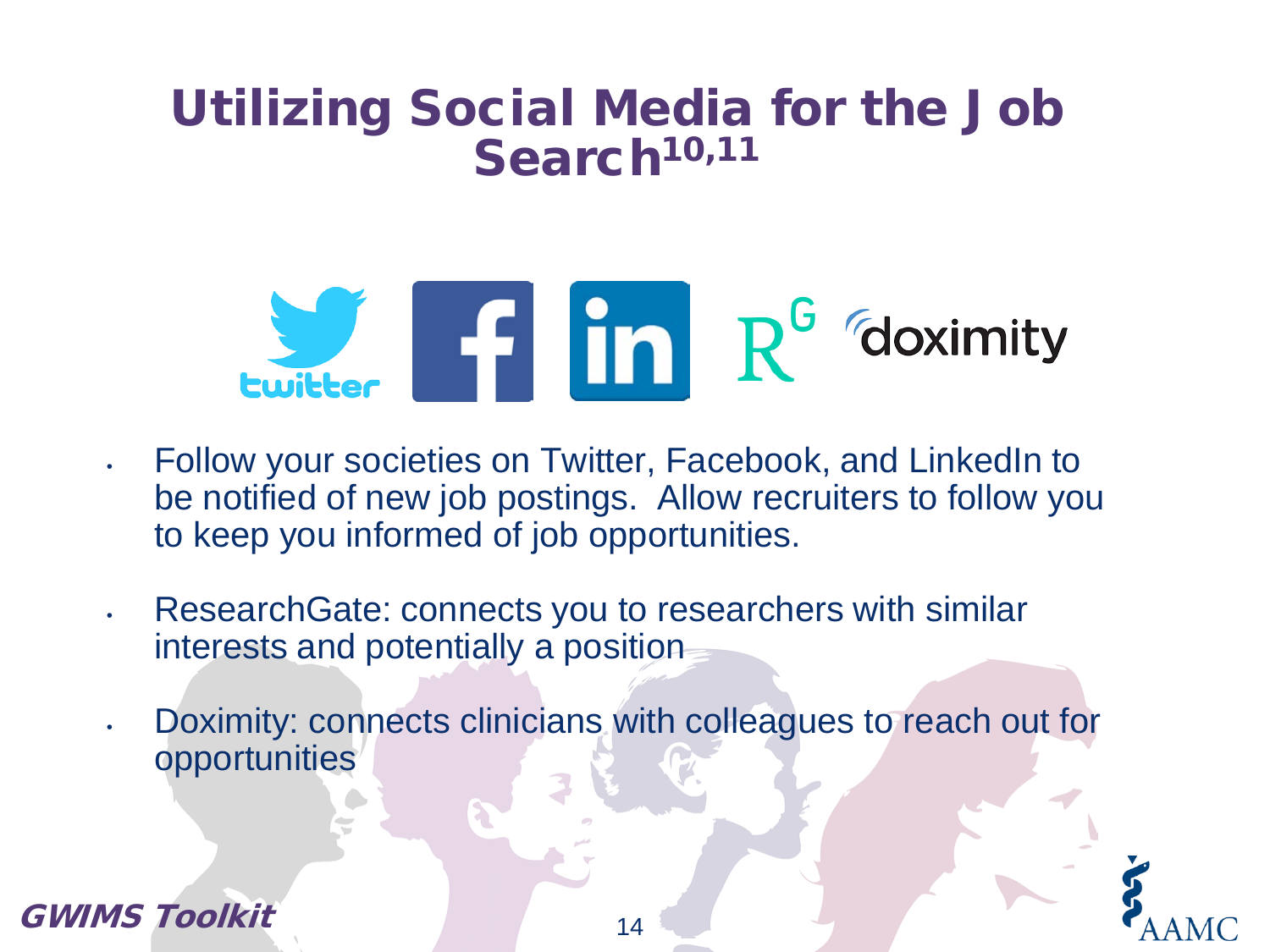# Utilizing Social Media for the Job Search[10,11]

- Follow your societies on Twitter, Facebook, and LinkedIn to be notified of new job postings. Allow recruiters to follow you to keep you informed of job opportunities.
- ResearchGate: connects you to researchers with similar interests and potentially a position
- Doximity: connects clinicians with colleagues to reach out for opportunities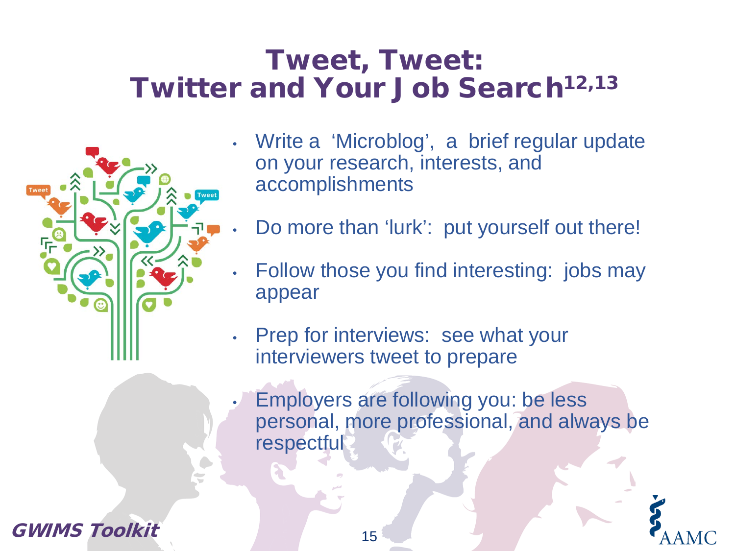# Tweet, Tweet: Twitter and Your Job Search[12,13]

- Write a 'Microblog', a brief regular update on your research, interests, and accomplishments
- Do more than 'lurk': put yourself out there!
- Follow those you find interesting: jobs may appear
- Prep for interviews: see what your interviewers tweet to prepare
- Employers are following you: be less personal, more professional, and always be respectful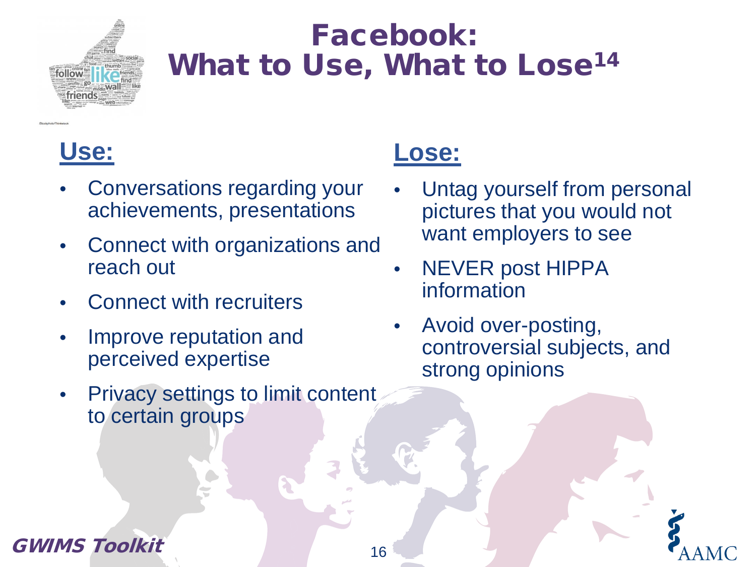# Facebook: What to Use, What to Lose[14]

## Use:

- Conversations regarding your achievements, presentations
- Connect with organizations and reach out
- Connect with recruiters
- Improve reputation and perceived expertise
- Privacy settings to limit content to certain groups

## Lose:

- Untag yourself from personal pictures that you would not want employers to see
- NEVER post HIPPA information
- Avoid over-posting, controversial subjects, and strong opinions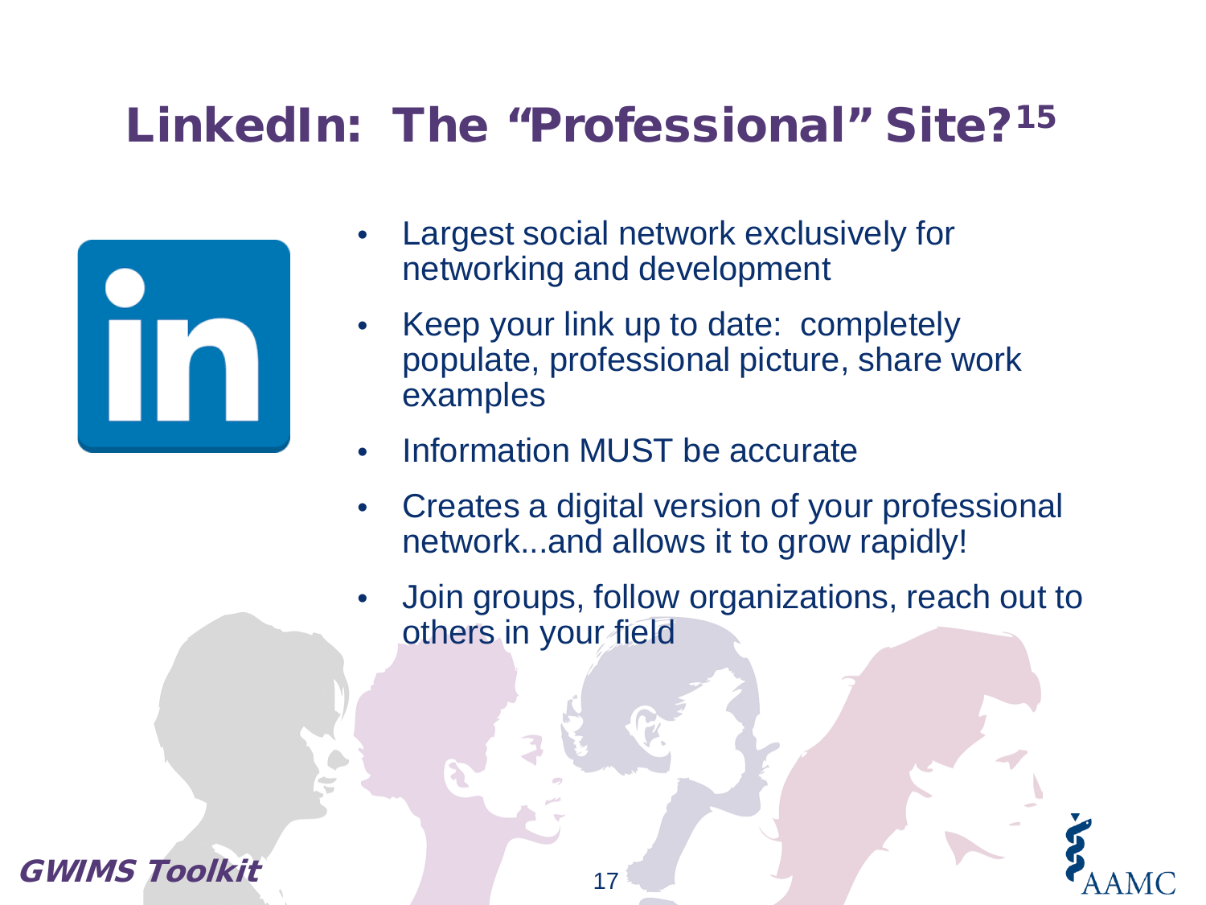# LinkedIn: The "Professional" Site?[15]

- Largest social network exclusively for networking and development
- Keep your link up to date: completely populate, professional picture, share work examples
- Information MUST be accurate
- Creates a digital version of your professional network...and allows it to grow rapidly!
- Join groups, follow organizations, reach out to others in your field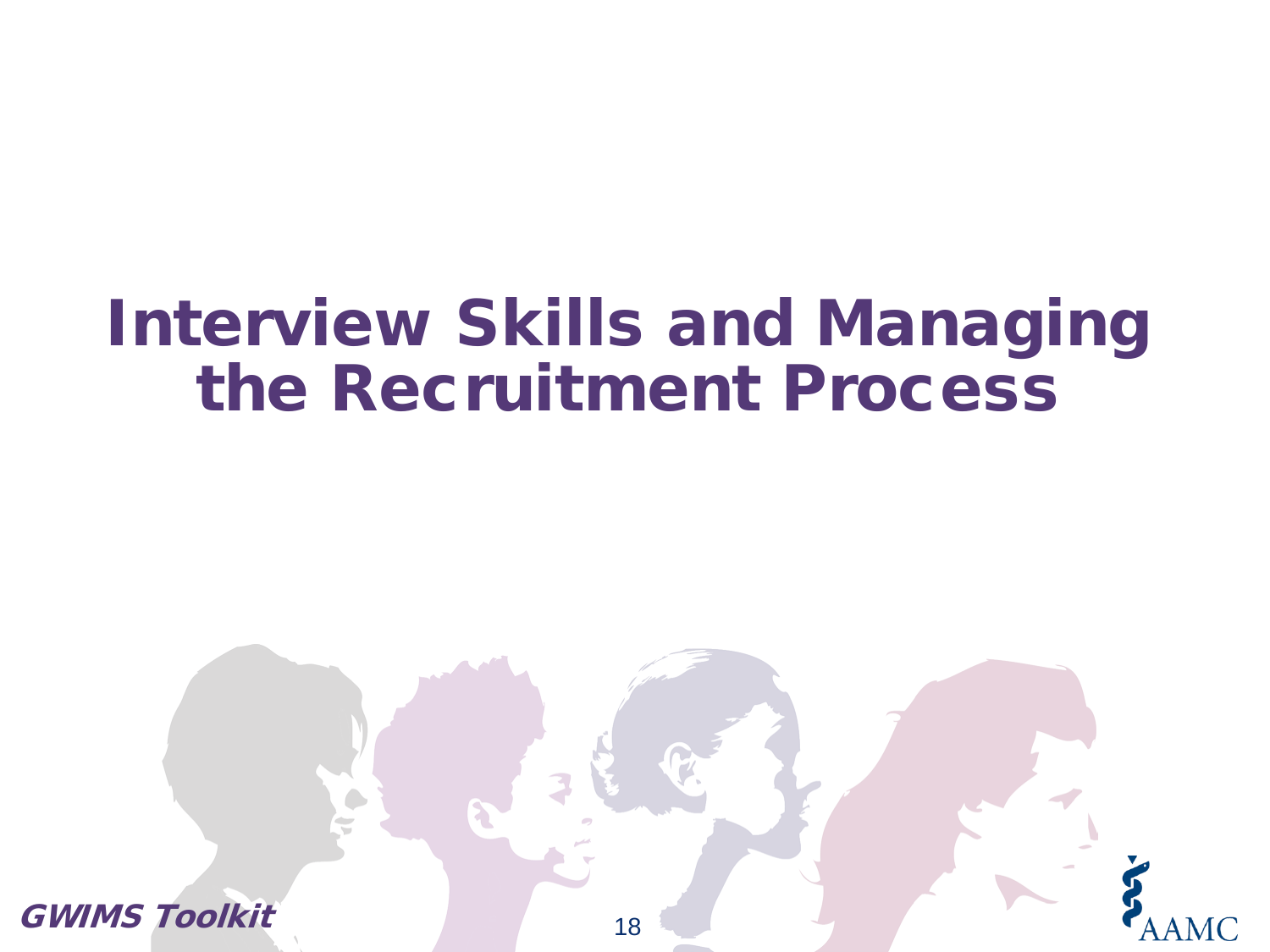# Interview Skills and Managing the Recruitment Process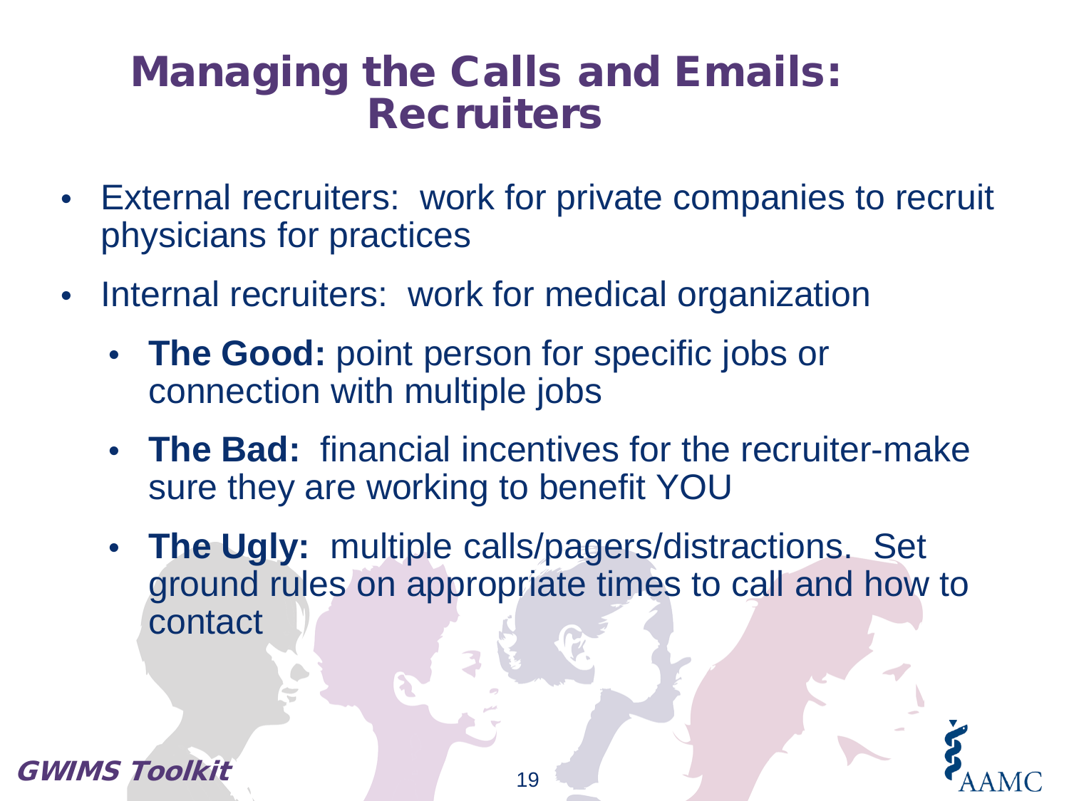# Managing the Calls and Emails: Recruiters

- External recruiters: work for private companies to recruit physicians for practices
- Internal recruiters: work for medical organization
  - **The Good:** point person for specific jobs or connection with multiple jobs
  - **The Bad:** financial incentives for the recruiter-make sure they are working to benefit YOU
  - **The Ugly:** multiple calls/pagers/distractions. Set ground rules on appropriate times to call and how to contact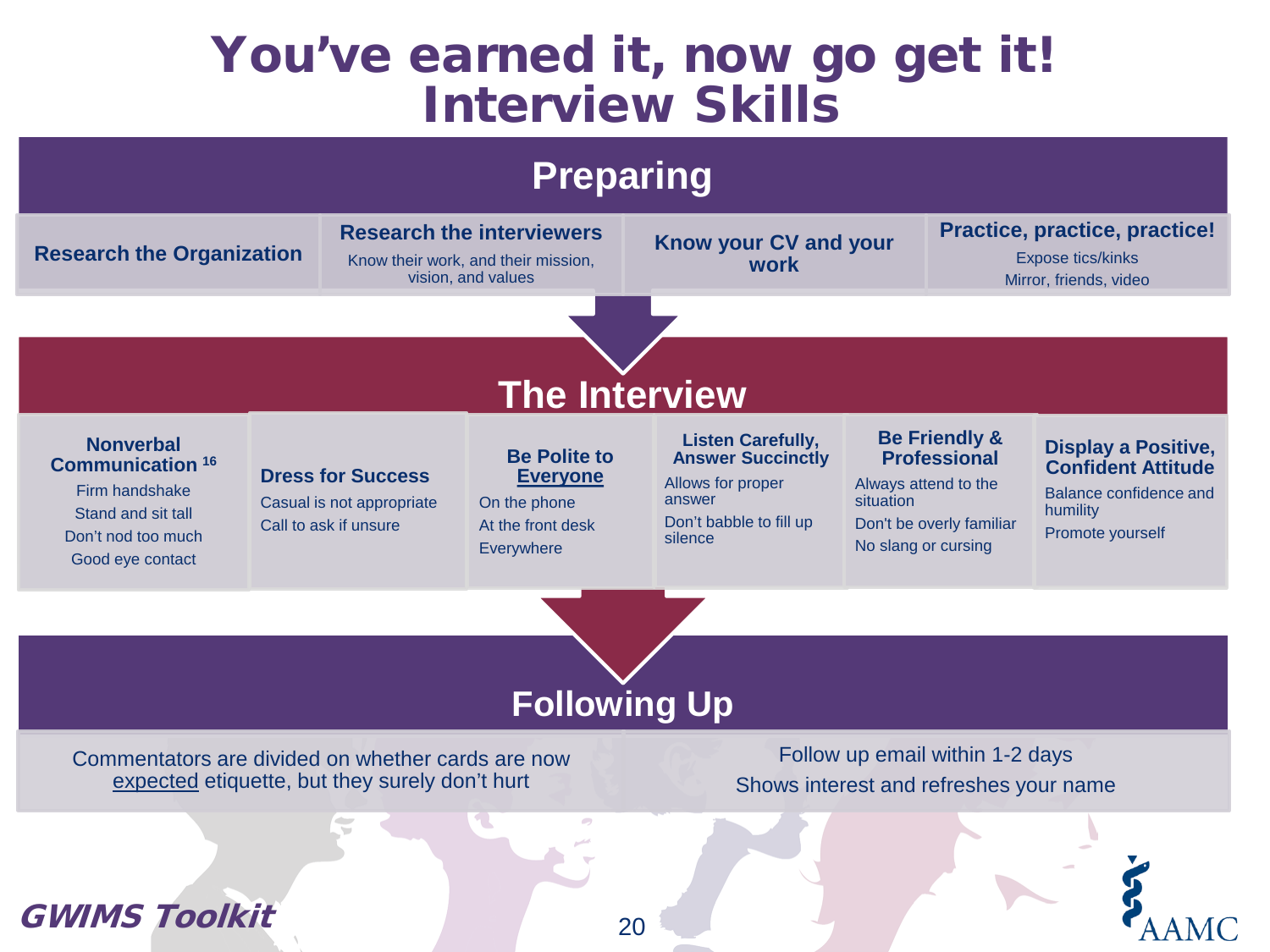# You've earned it, now go get it! Interview Skills

## Preparing

**Research the Organization**

**Research the interviewers**
Know their work, and their mission, vision, and values

**Know your CV and your work**

**Practice, practice, practice!**
Expose tics/kinks
Mirror, friends, video

## The Interview

**Nonverbal Communication** [16]
- Firm handshake
- Stand and sit tall
- Don't nod too much
- Good eye contact

**Dress for Success**
- Casual is not appropriate
- Call to ask if unsure

**Be Polite to Everyone**
- On the phone
- At the front desk
- Everywhere

**Listen Carefully, Answer Succinctly**
- Allows for proper answer
- Don't babble to fill up silence

**Be Friendly & Professional**
- Always attend to the situation
- Don't be overly familiar
- No slang or cursing

**Display a Positive, Confident Attitude**
- Balance confidence and humility
- Promote yourself

## Following Up

Commentators are divided on whether cards are now expected etiquette, but they surely don't hurt

Follow up email within 1-2 days
Shows interest and refreshes your name

*GWIMS Toolkit*

AAMC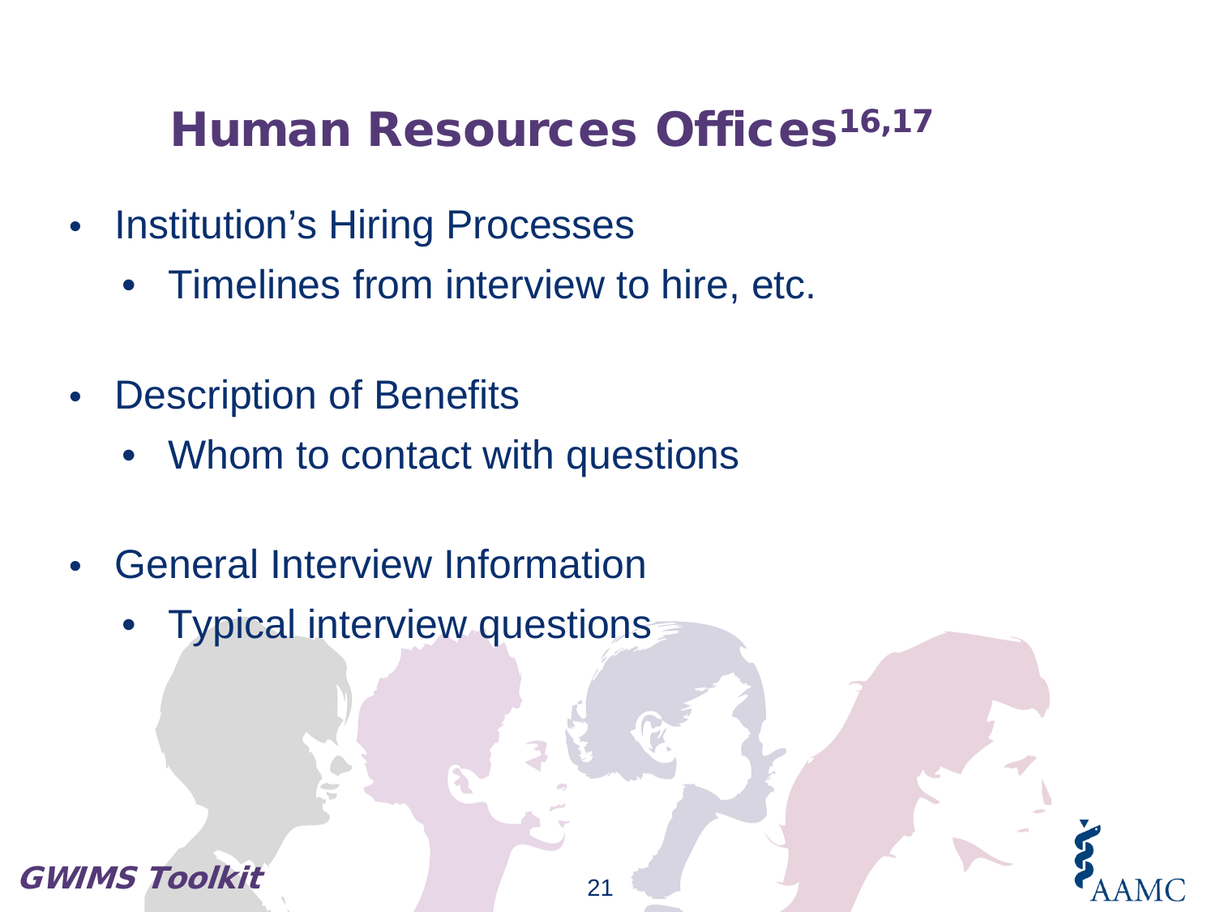# Human Resources Offices[16,17]

- Institution's Hiring Processes
  - Timelines from interview to hire, etc.
- Description of Benefits
  - Whom to contact with questions
- General Interview Information
  - Typical interview questions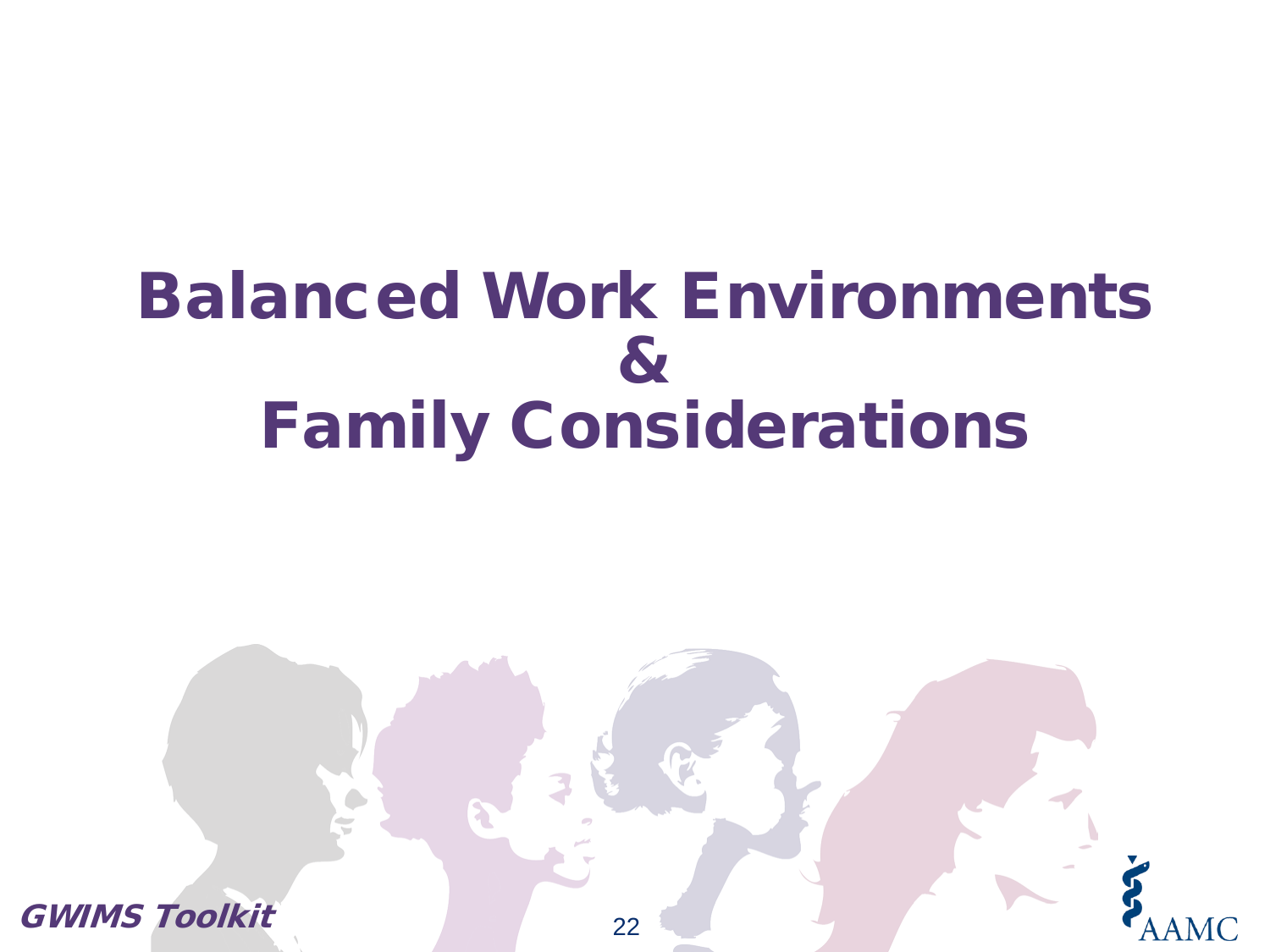# Balanced Work Environments & Family Considerations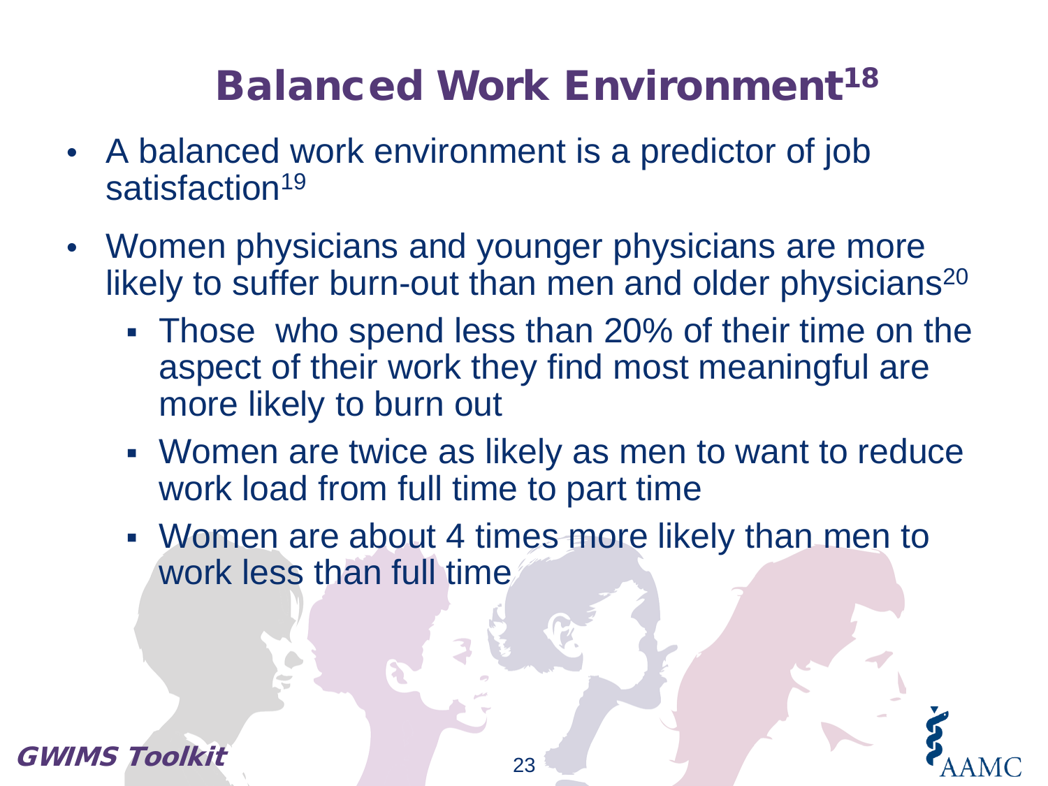# Balanced Work Environment[18]

- A balanced work environment is a predictor of job satisfaction[19]
- Women physicians and younger physicians are more likely to suffer burn-out than men and older physicians[20]
  - Those who spend less than 20% of their time on the aspect of their work they find most meaningful are more likely to burn out
  - Women are twice as likely as men to want to reduce work load from full time to part time
  - Women are about 4 times more likely than men to work less than full time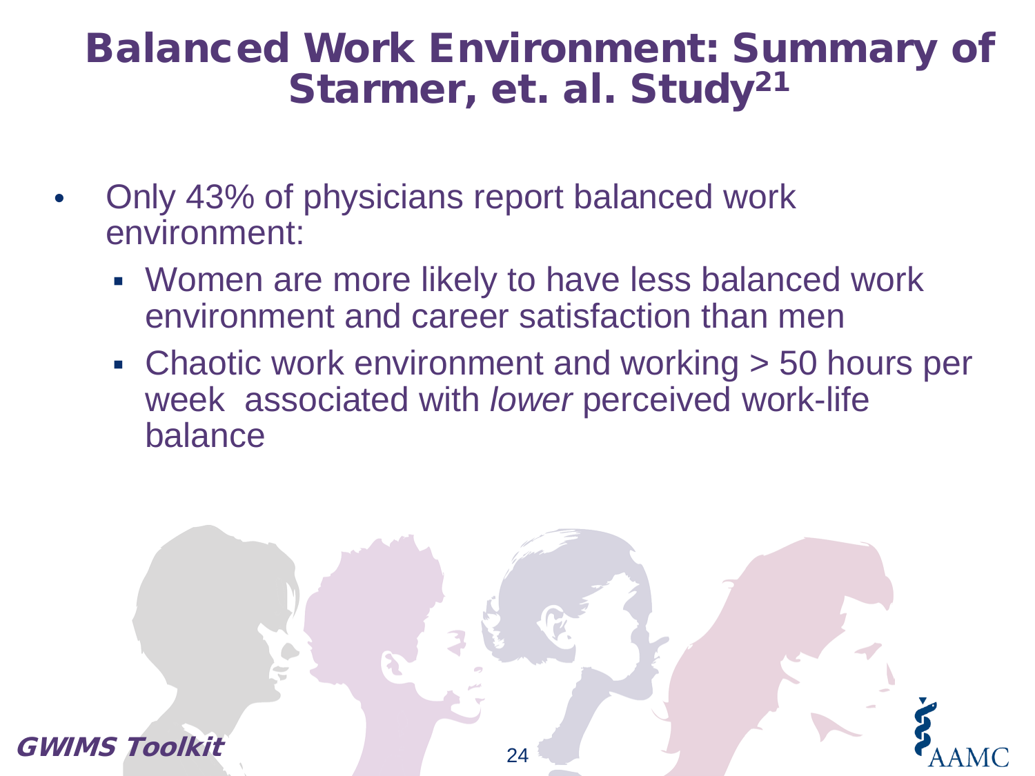# Balanced Work Environment: Summary of Starmer, et. al. Study[21]

- Only 43% of physicians report balanced work environment:
  - Women are more likely to have less balanced work environment and career satisfaction than men
  - Chaotic work environment and working > 50 hours per week associated with *lower* perceived work-life balance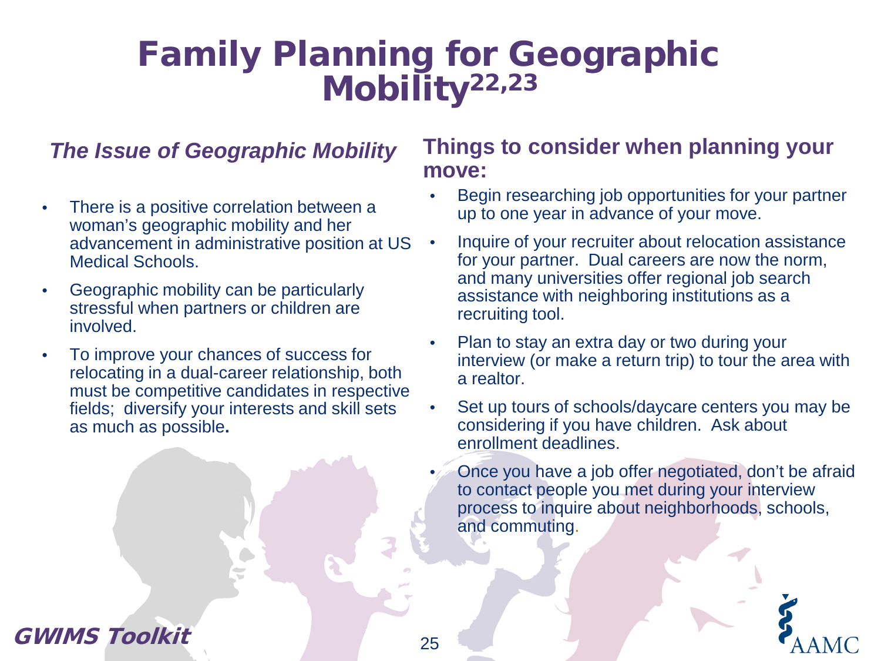# Family Planning for Geographic Mobility[22,23]

### *The Issue of Geographic Mobility*

- There is a positive correlation between a woman's geographic mobility and her advancement in administrative position at US Medical Schools.
- Geographic mobility can be particularly stressful when partners or children are involved.
- To improve your chances of success for relocating in a dual-career relationship, both must be competitive candidates in respective fields; diversify your interests and skill sets as much as possible**.**

### Things to consider when planning your move:

- Begin researching job opportunities for your partner up to one year in advance of your move.
- Inquire of your recruiter about relocation assistance for your partner. Dual careers are now the norm, and many universities offer regional job search assistance with neighboring institutions as a recruiting tool.
- Plan to stay an extra day or two during your interview (or make a return trip) to tour the area with a realtor.
- Set up tours of schools/daycare centers you may be considering if you have children. Ask about enrollment deadlines.
- Once you have a job offer negotiated, don't be afraid to contact people you met during your interview process to inquire about neighborhoods, schools, and commuting.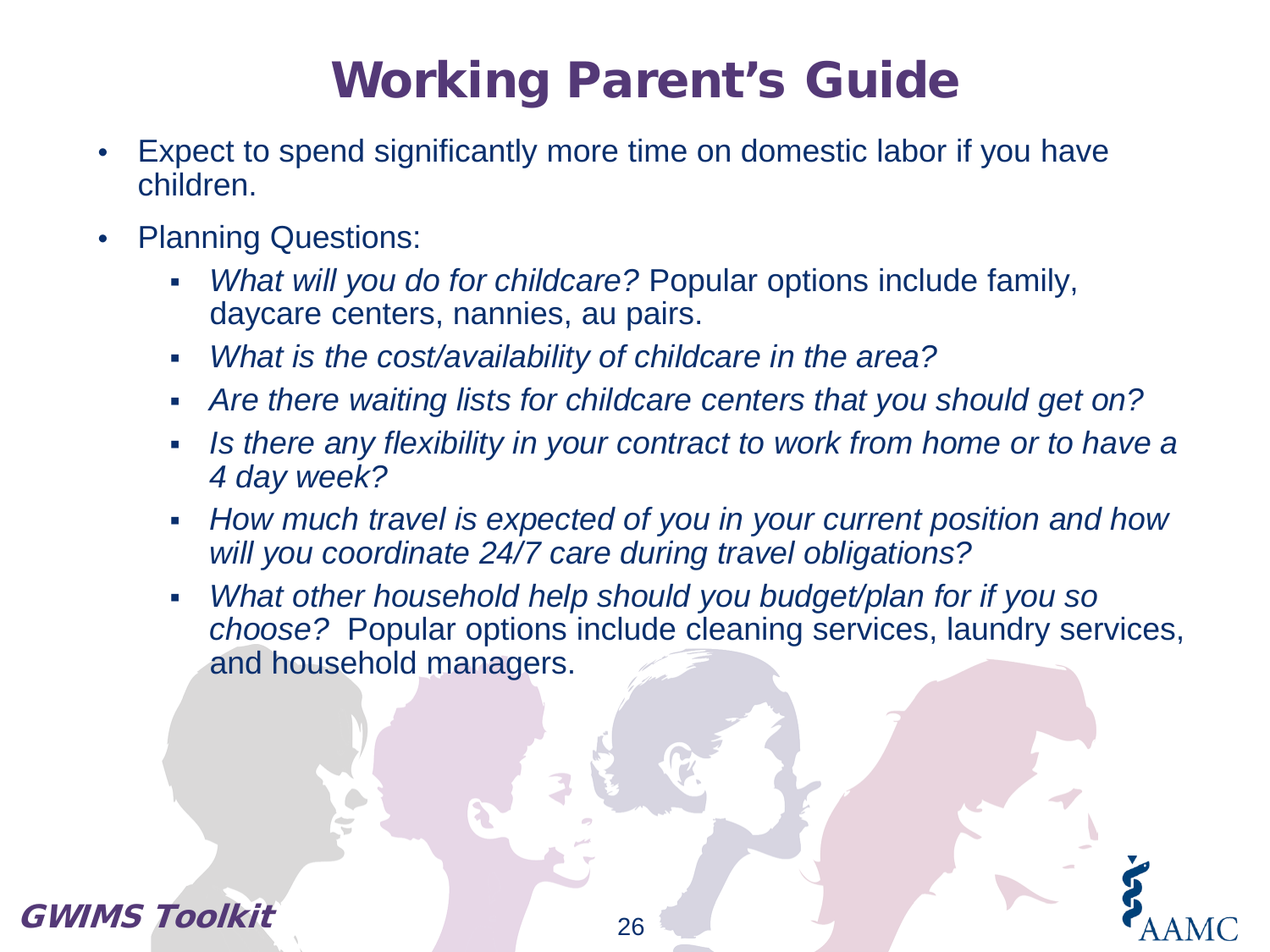# Working Parent's Guide

- Expect to spend significantly more time on domestic labor if you have children.
- Planning Questions:
  - *What will you do for childcare?* Popular options include family, daycare centers, nannies, au pairs.
  - *What is the cost/availability of childcare in the area?*
  - *Are there waiting lists for childcare centers that you should get on?*
  - *Is there any flexibility in your contract to work from home or to have a 4 day week?*
  - *How much travel is expected of you in your current position and how will you coordinate 24/7 care during travel obligations?*
  - *What other household help should you budget/plan for if you so choose?* Popular options include cleaning services, laundry services, and household managers.

**GWIMS Toolkit**

AAMC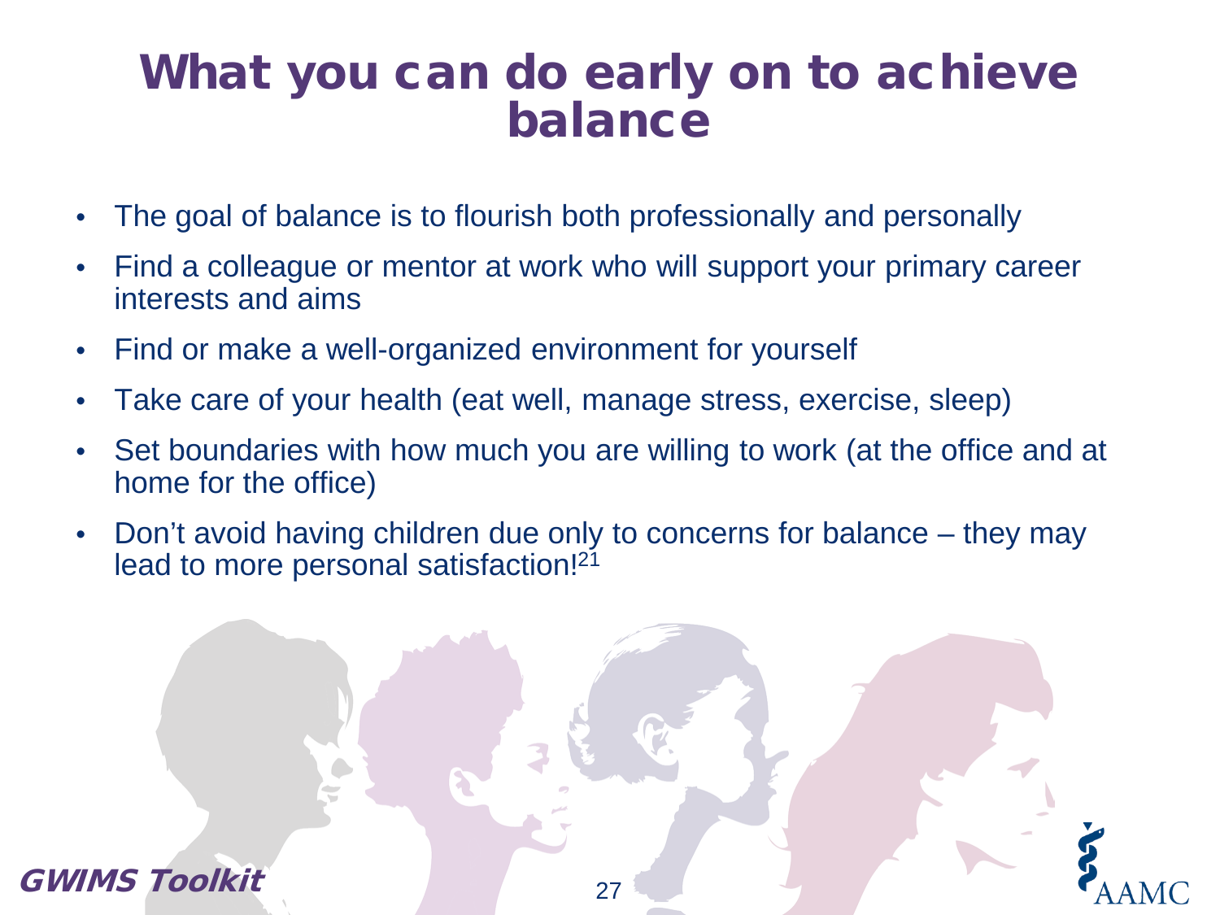# What you can do early on to achieve balance

- The goal of balance is to flourish both professionally and personally
- Find a colleague or mentor at work who will support your primary career interests and aims
- Find or make a well-organized environment for yourself
- Take care of your health (eat well, manage stress, exercise, sleep)
- Set boundaries with how much you are willing to work (at the office and at home for the office)
- Don't avoid having children due only to concerns for balance – they may lead to more personal satisfaction![21]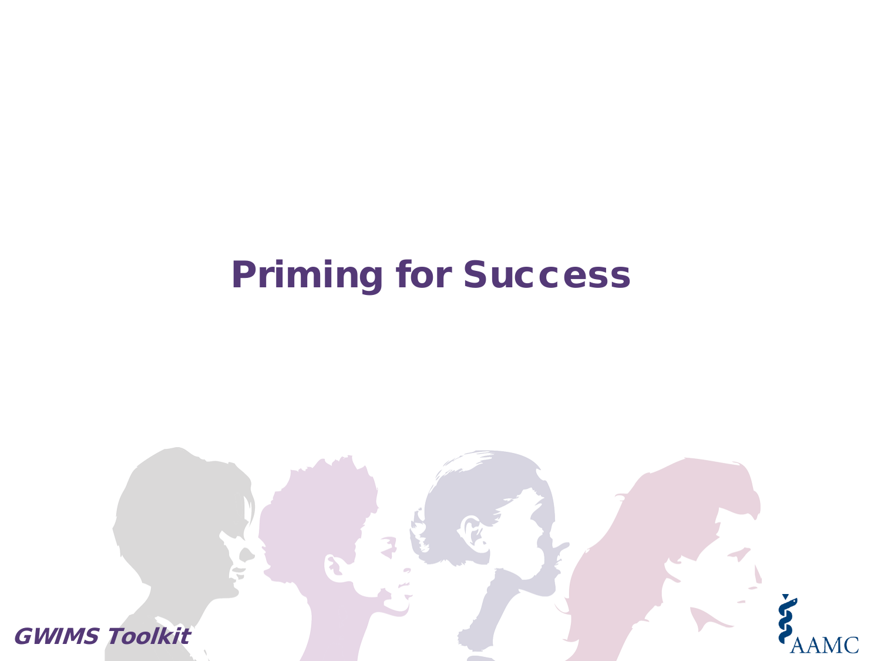# Priming for Success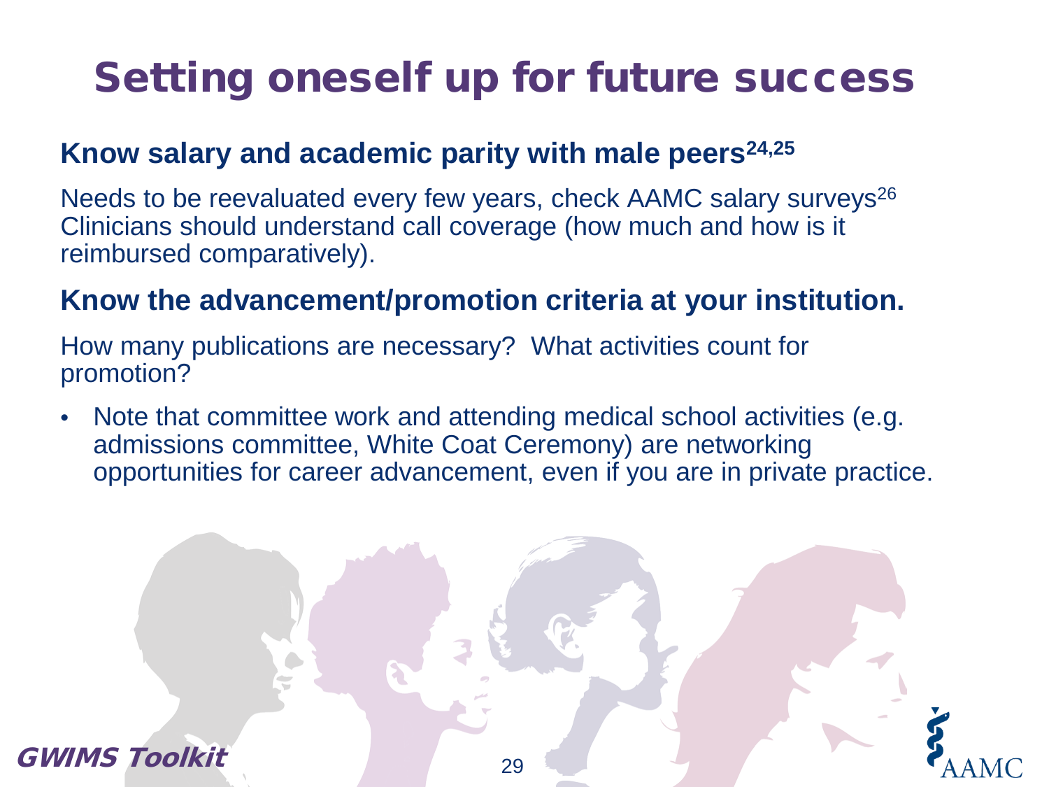# Setting oneself up for future success

**Know salary and academic parity with male peers[24,25]**

Needs to be reevaluated every few years, check AAMC salary surveys[26] Clinicians should understand call coverage (how much and how is it reimbursed comparatively).

**Know the advancement/promotion criteria at your institution.**

How many publications are necessary? What activities count for promotion?

- Note that committee work and attending medical school activities (e.g. admissions committee, White Coat Ceremony) are networking opportunities for career advancement, even if you are in private practice.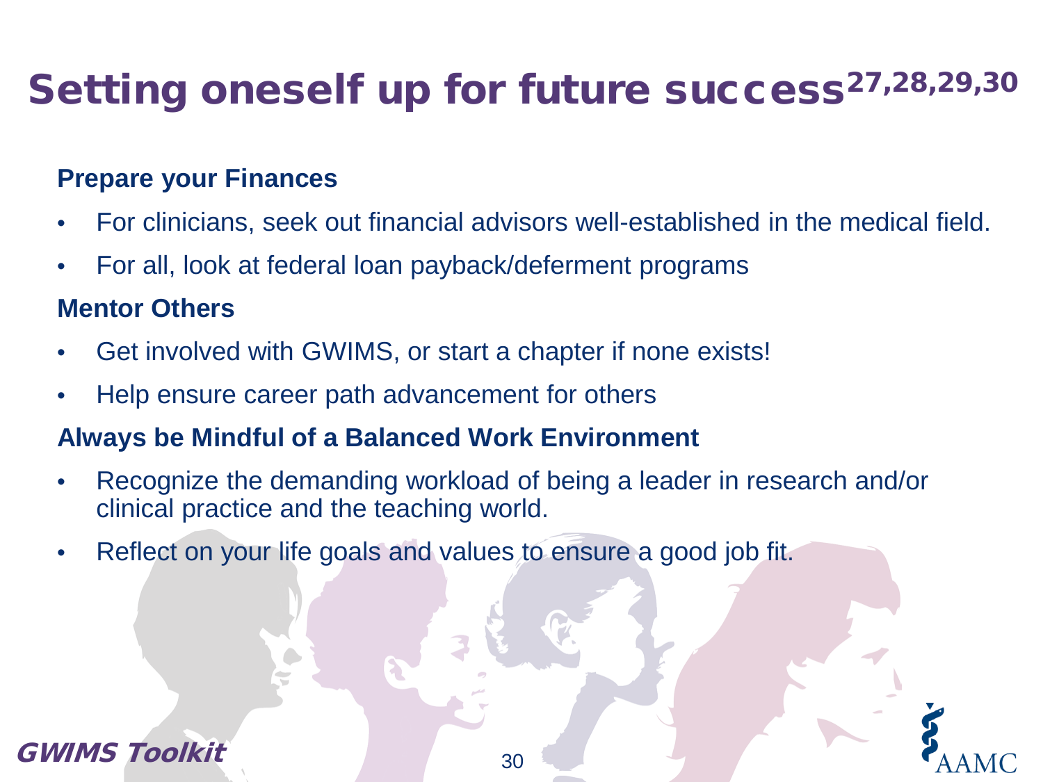# Setting oneself up for future success[27,28,29,30]

**Prepare your Finances**

- For clinicians, seek out financial advisors well-established in the medical field.
- For all, look at federal loan payback/deferment programs

**Mentor Others**

- Get involved with GWIMS, or start a chapter if none exists!
- Help ensure career path advancement for others

**Always be Mindful of a Balanced Work Environment**

- Recognize the demanding workload of being a leader in research and/or clinical practice and the teaching world.
- Reflect on your life goals and values to ensure a good job fit.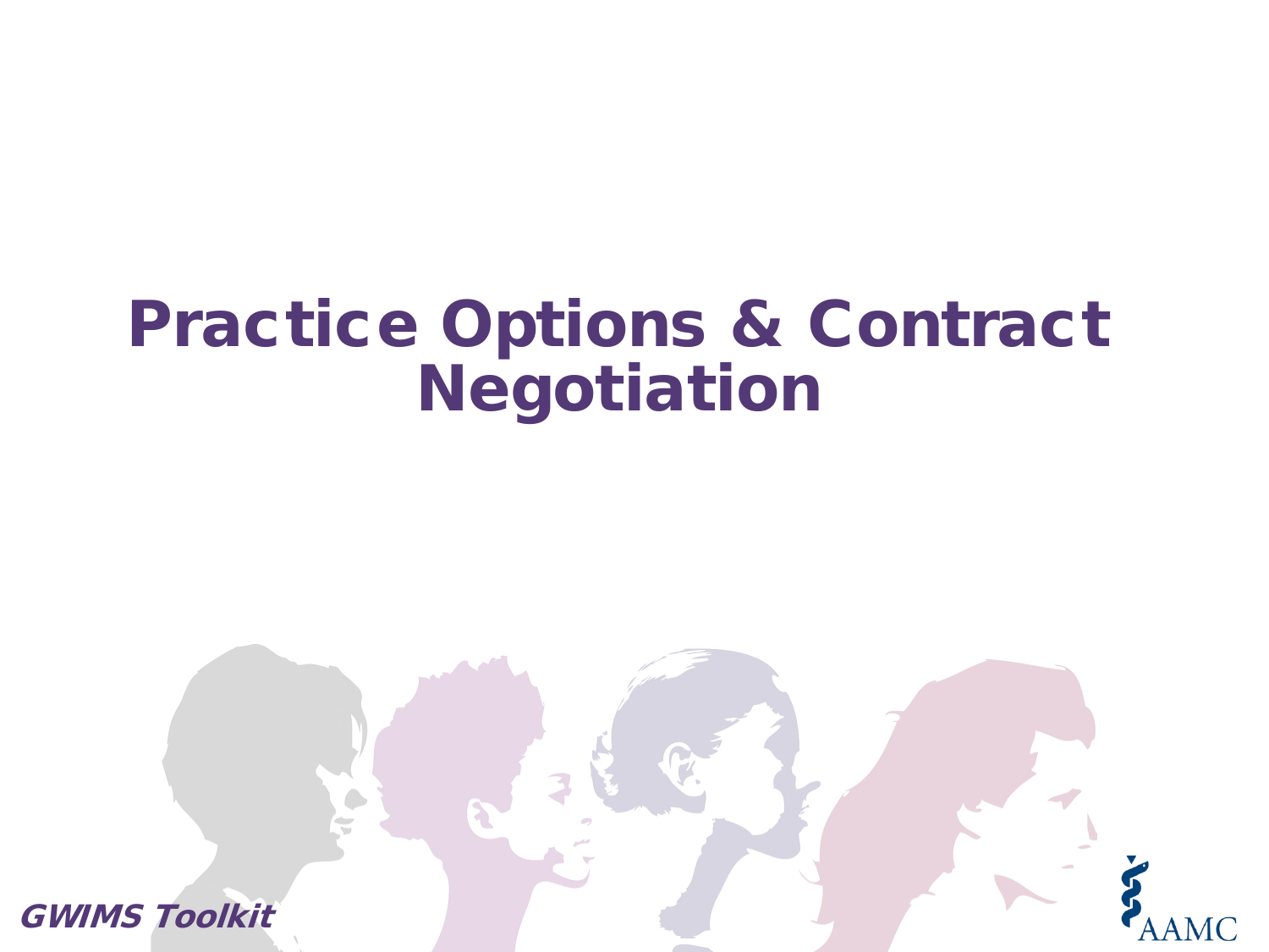# Practice Options & Contract Negotiation

***GWIMS Toolkit***

AAMC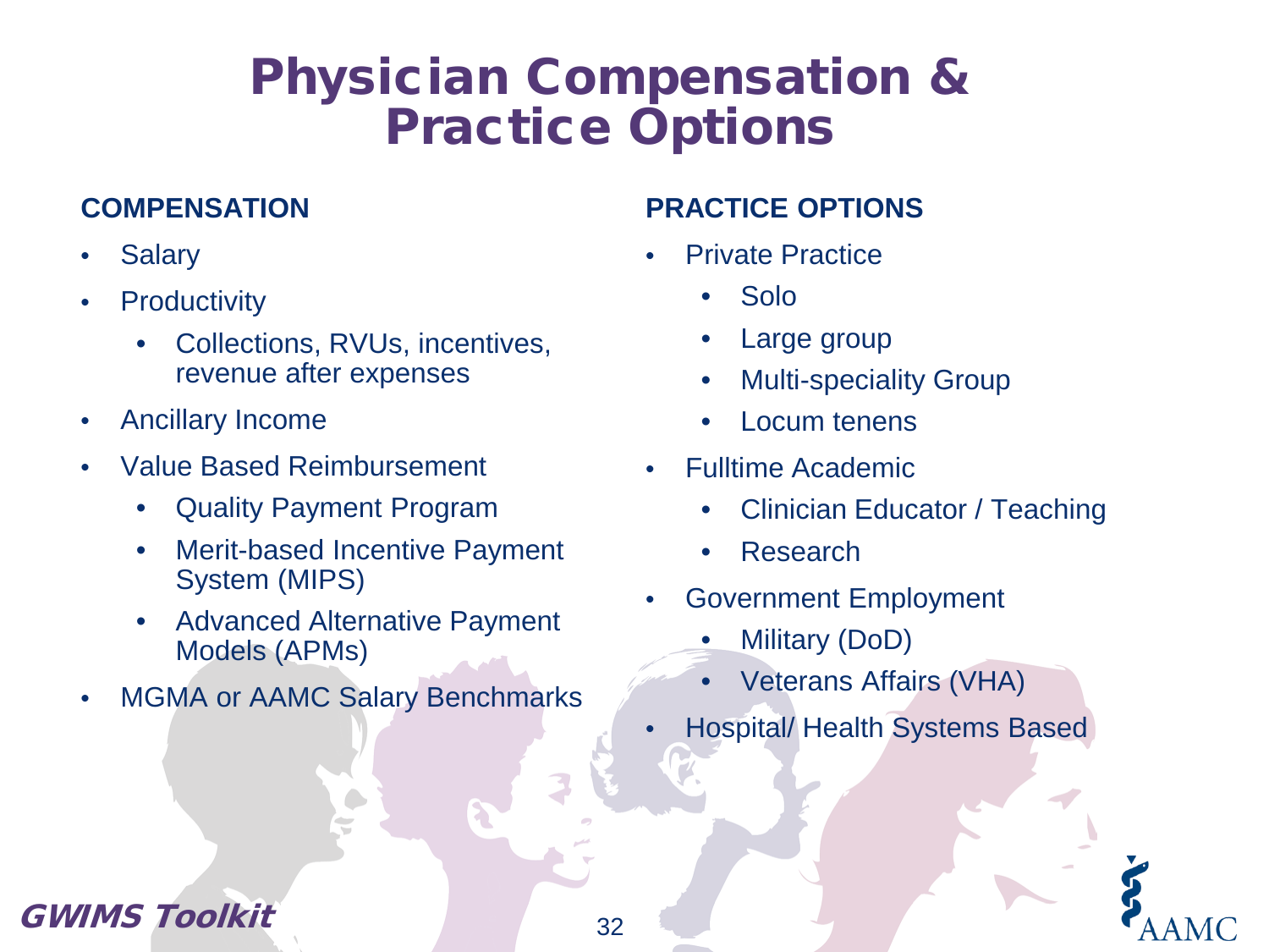# Physician Compensation & Practice Options

## COMPENSATION

- Salary
- Productivity
  - Collections, RVUs, incentives, revenue after expenses
- Ancillary Income
- Value Based Reimbursement
  - Quality Payment Program
  - Merit-based Incentive Payment System (MIPS)
  - Advanced Alternative Payment Models (APMs)
- MGMA or AAMC Salary Benchmarks

## PRACTICE OPTIONS

- Private Practice
  - Solo
  - Large group
  - Multi-speciality Group
  - Locum tenens
- Fulltime Academic
  - Clinician Educator / Teaching
  - Research
- Government Employment
  - Military (DoD)
  - Veterans Affairs (VHA)
- Hospital/ Health Systems Based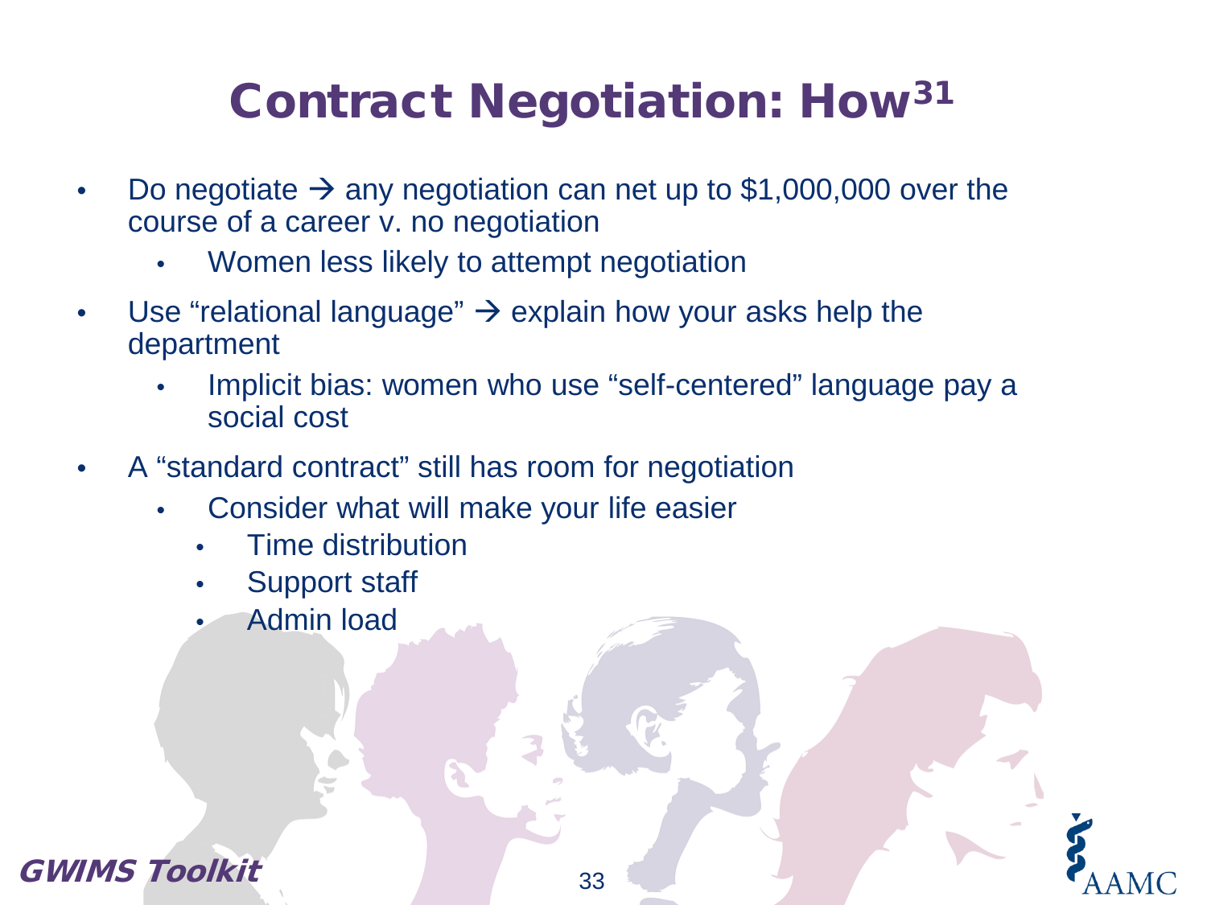# Contract Negotiation: How[31]

- Do negotiate → any negotiation can net up to $1,000,000 over the course of a career v. no negotiation
  - Women less likely to attempt negotiation
- Use "relational language" → explain how your asks help the department
  - Implicit bias: women who use "self-centered" language pay a social cost
- A "standard contract" still has room for negotiation
  - Consider what will make your life easier
    - Time distribution
    - Support staff
    - Admin load

**GWIMS Toolkit**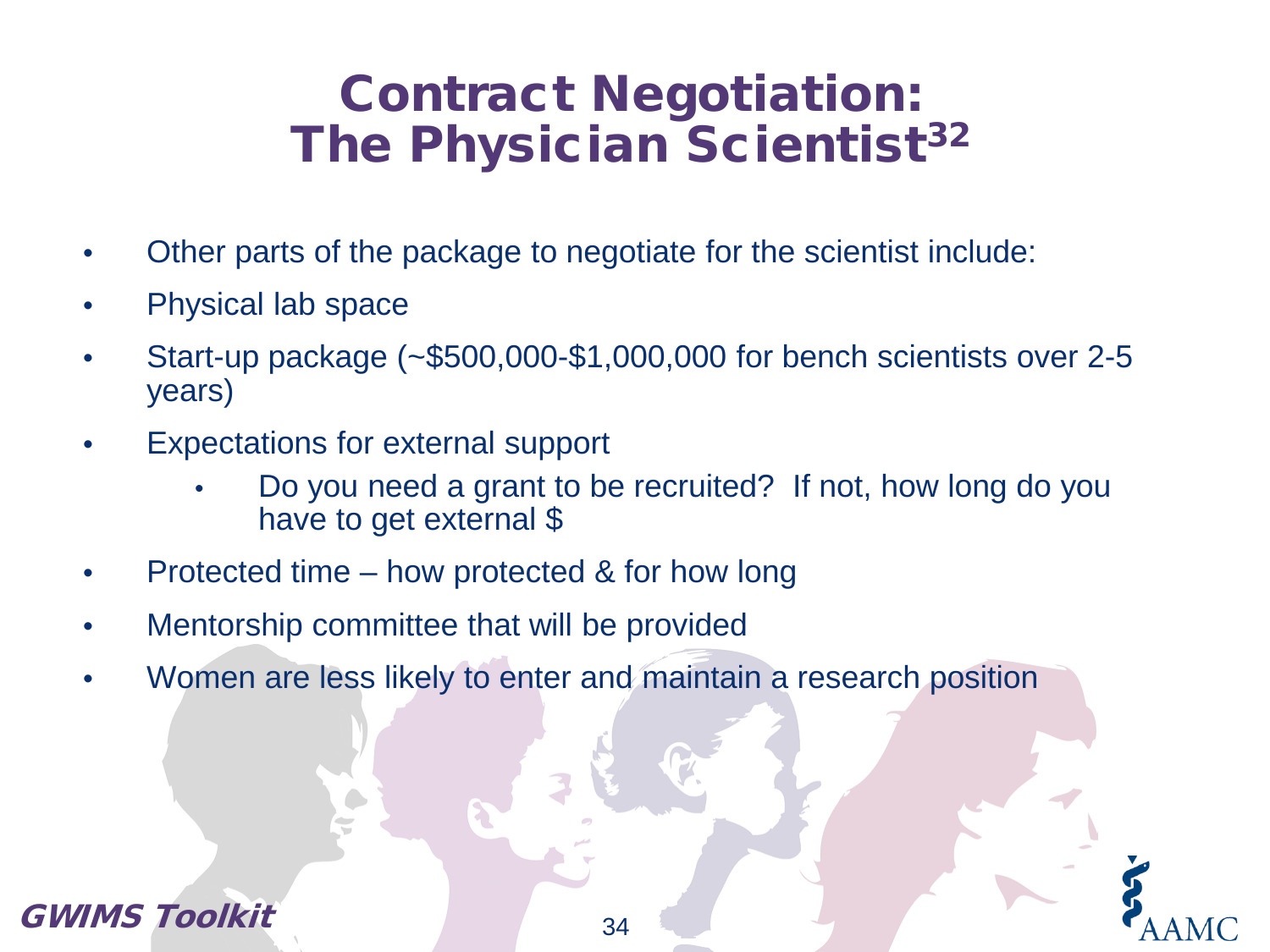# Contract Negotiation: The Physician Scientist[32]

- Other parts of the package to negotiate for the scientist include:
- Physical lab space
- Start-up package (~$500,000-$1,000,000 for bench scientists over 2-5 years)
- Expectations for external support
  - Do you need a grant to be recruited? If not, how long do you have to get external $
- Protected time – how protected & for how long
- Mentorship committee that will be provided
- Women are less likely to enter and maintain a research position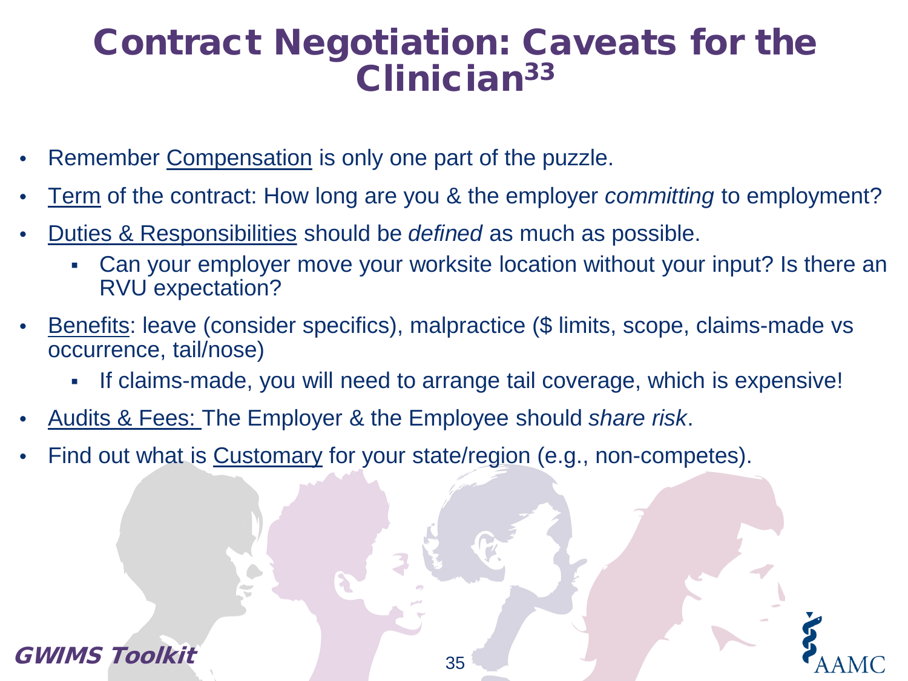# Contract Negotiation: Caveats for the Clinician[33]

- Remember Compensation is only one part of the puzzle.
- Term of the contract: How long are you & the employer *committing* to employment?
- Duties & Responsibilities should be *defined* as much as possible.
  - Can your employer move your worksite location without your input? Is there an RVU expectation?
- Benefits: leave (consider specifics), malpractice ($ limits, scope, claims-made vs occurrence, tail/nose)
  - If claims-made, you will need to arrange tail coverage, which is expensive!
- Audits & Fees: The Employer & the Employee should *share risk*.
- Find out what is Customary for your state/region (e.g., non-competes).

**GWIMS Toolkit**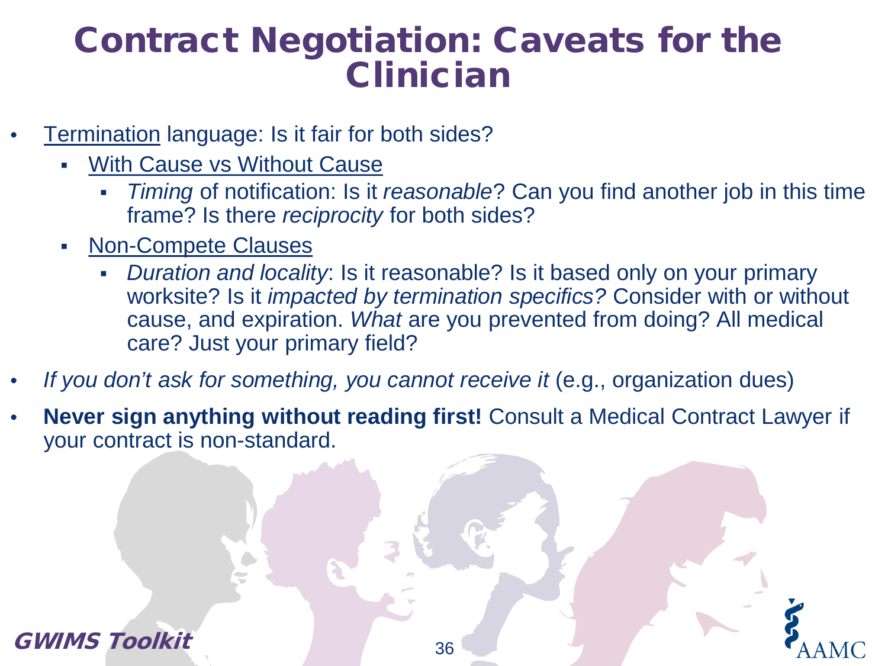# Contract Negotiation: Caveats for the Clinician

- Termination language: Is it fair for both sides?
  - With Cause vs Without Cause
    - *Timing* of notification: Is it *reasonable*? Can you find another job in this time frame? Is there *reciprocity* for both sides?
  - Non-Compete Clauses
    - *Duration and locality*: Is it reasonable? Is it based only on your primary worksite? Is it *impacted by termination specifics?* Consider with or without cause, and expiration. *What* are you prevented from doing? All medical care? Just your primary field?
- *If you don't ask for something, you cannot receive it* (e.g., organization dues)
- **Never sign anything without reading first!** Consult a Medical Contract Lawyer if your contract is non-standard.

GWIMS Toolkit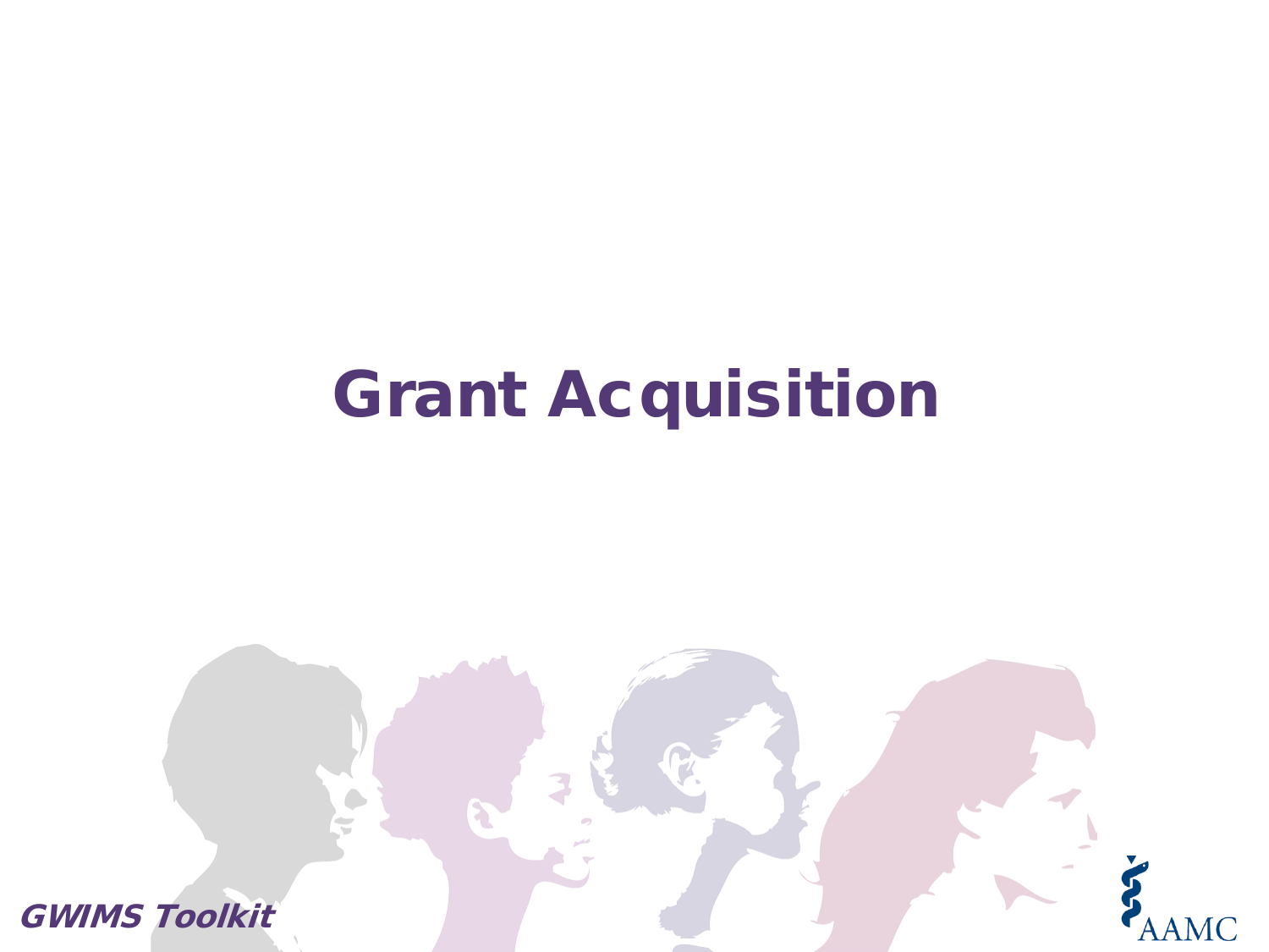# Grant Acquisition

*GWIMS Toolkit*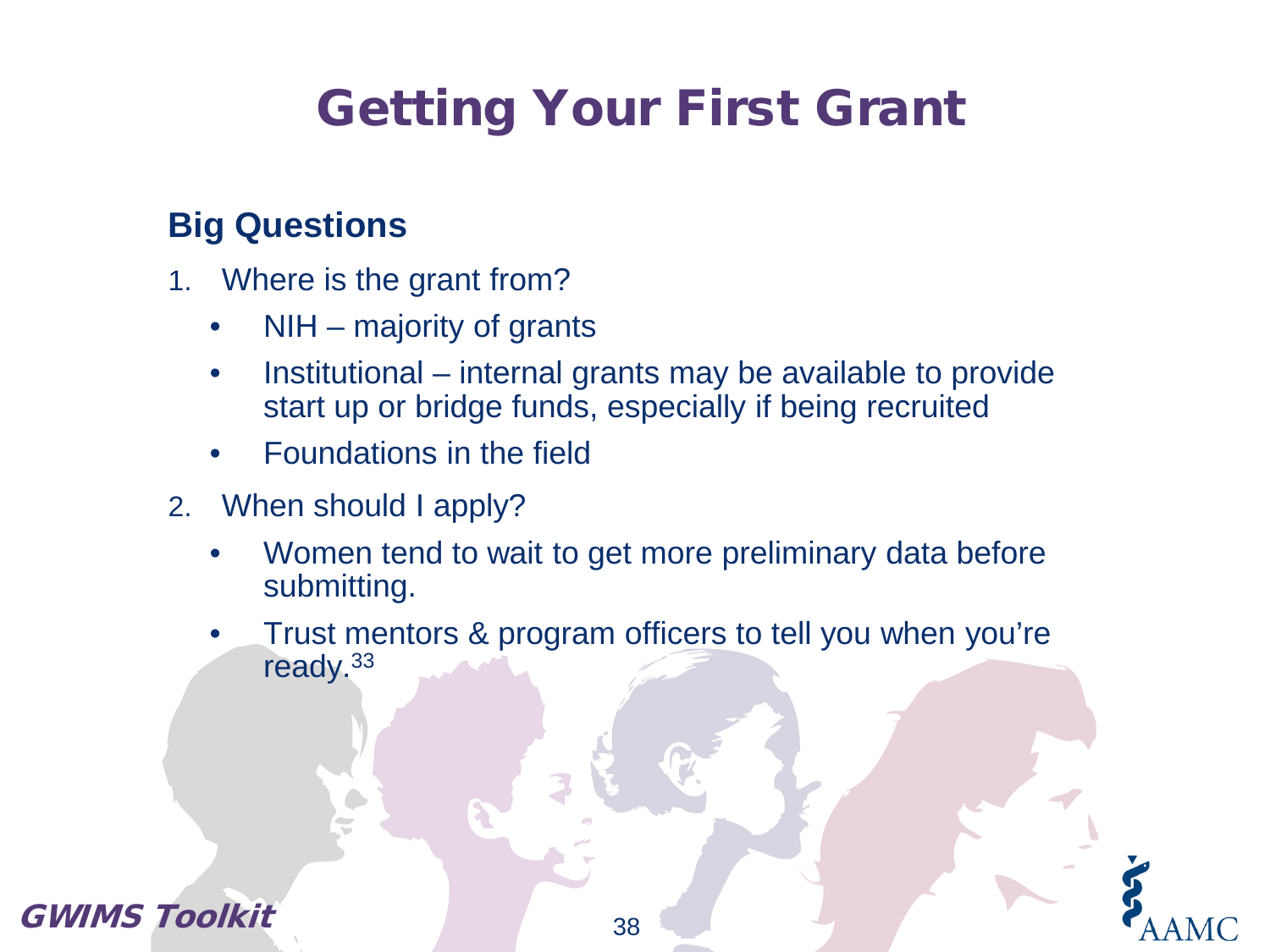# Getting Your First Grant

## Big Questions

1. Where is the grant from?
   - NIH – majority of grants
   - Institutional – internal grants may be available to provide start up or bridge funds, especially if being recruited
   - Foundations in the field
2. When should I apply?
   - Women tend to wait to get more preliminary data before submitting.
   - Trust mentors & program officers to tell you when you're ready.[33]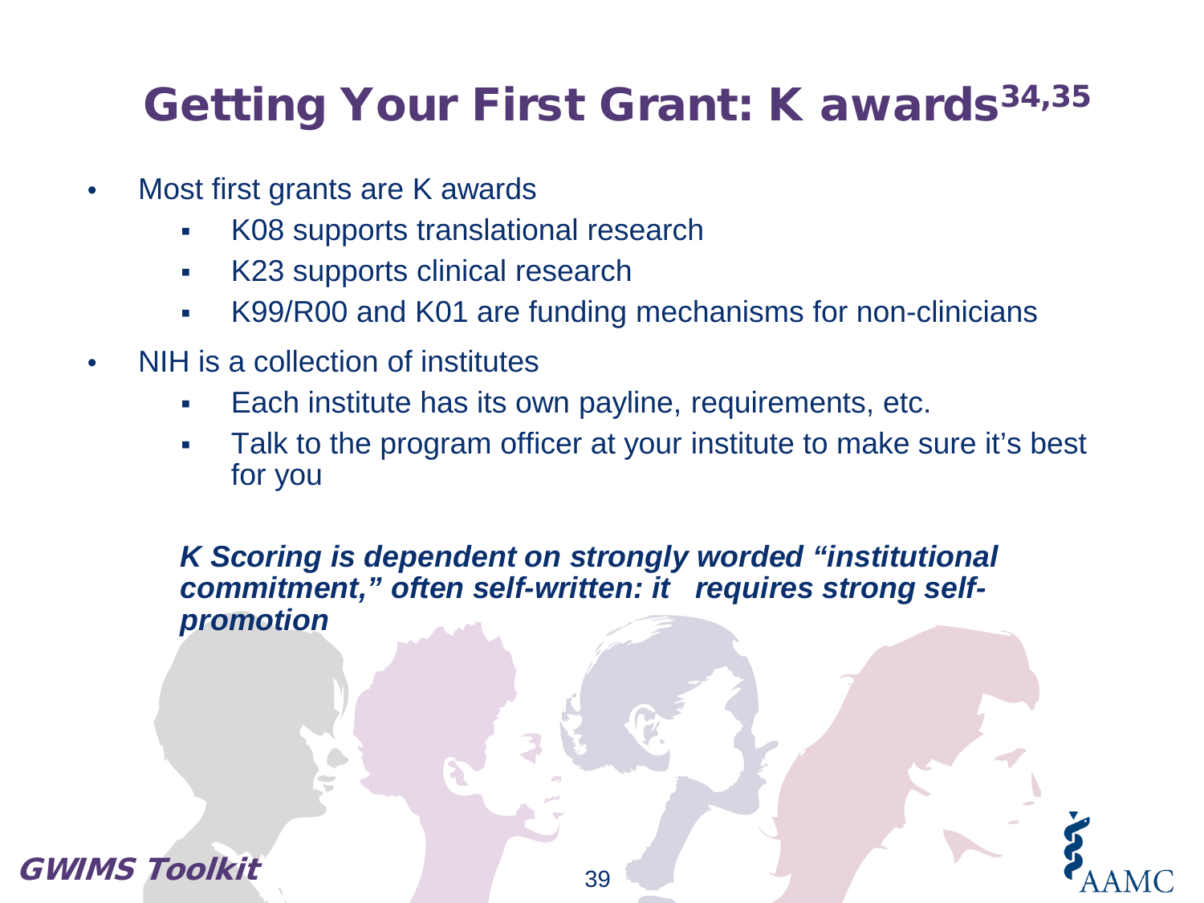# Getting Your First Grant: K awards[34,35]

- Most first grants are K awards
  - K08 supports translational research
  - K23 supports clinical research
  - K99/R00 and K01 are funding mechanisms for non-clinicians
- NIH is a collection of institutes
  - Each institute has its own payline, requirements, etc.
  - Talk to the program officer at your institute to make sure it's best for you

***K Scoring is dependent on strongly worded "institutional commitment," often self-written: it requires strong self-promotion***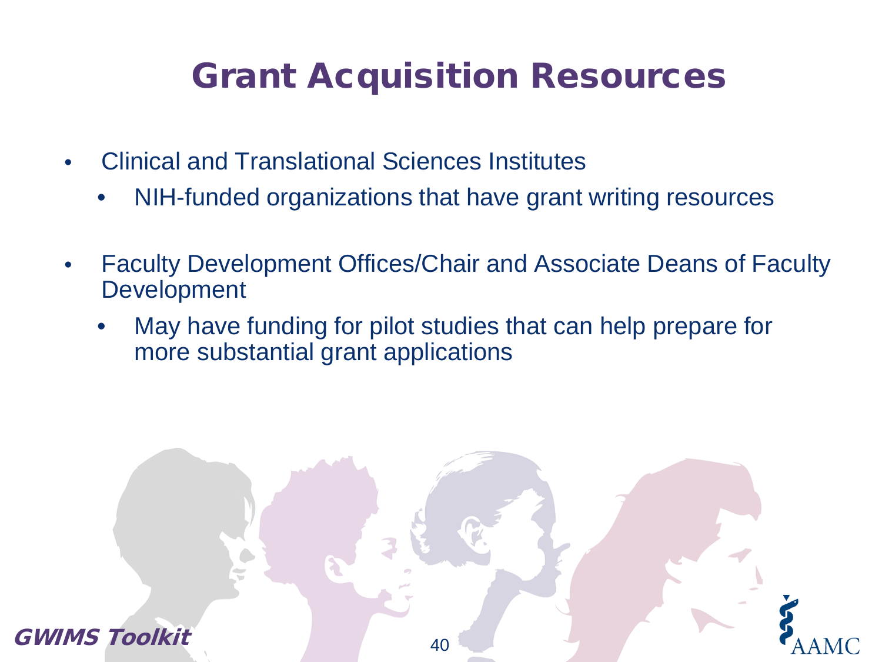# Grant Acquisition Resources

- Clinical and Translational Sciences Institutes
  - NIH-funded organizations that have grant writing resources

- Faculty Development Offices/Chair and Associate Deans of Faculty Development
  - May have funding for pilot studies that can help prepare for more substantial grant applications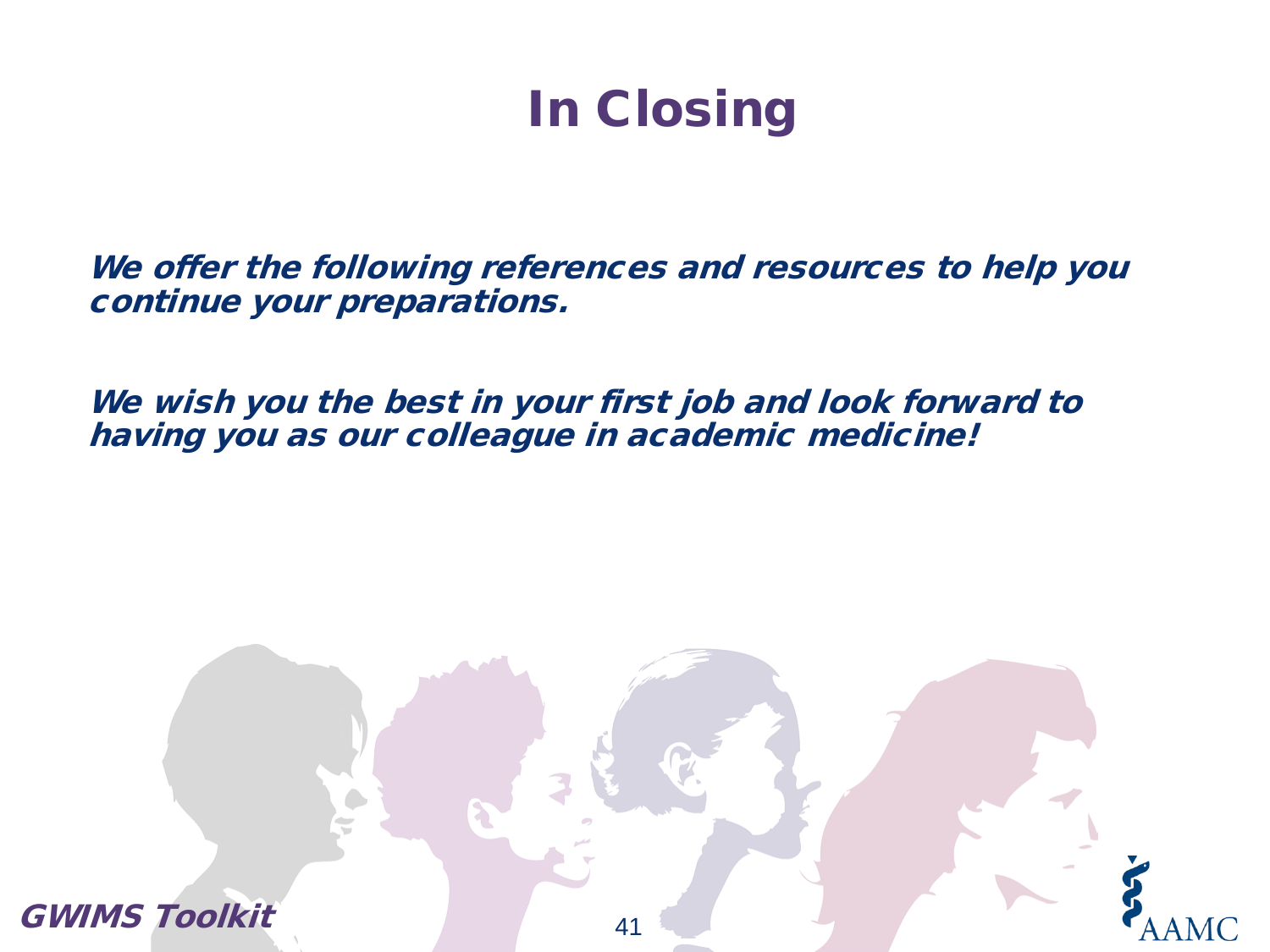# In Closing

***We offer the following references and resources to help you continue your preparations.***

***We wish you the best in your first job and look forward to having you as our colleague in academic medicine!***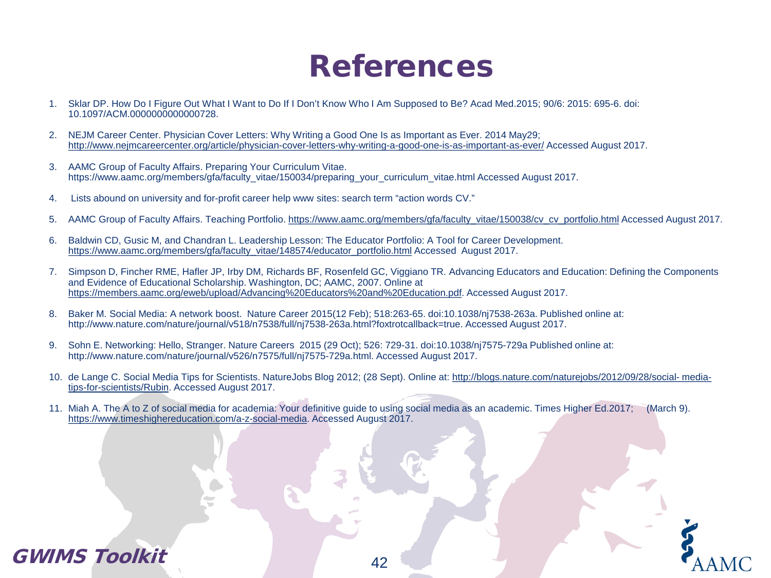# References

1. Sklar DP. How Do I Figure Out What I Want to Do If I Don't Know Who I Am Supposed to Be? Acad Med.2015; 90/6: 2015: 695-6. doi: 10.1097/ACM.0000000000000728.

2. NEJM Career Center. Physician Cover Letters: Why Writing a Good One Is as Important as Ever. 2014 May29; http://www.nejmcareercenter.org/article/physician-cover-letters-why-writing-a-good-one-is-as-important-as-ever/ Accessed August 2017.

3. AAMC Group of Faculty Affairs. Preparing Your Curriculum Vitae. https://www.aamc.org/members/gfa/faculty_vitae/150034/preparing_your_curriculum_vitae.html Accessed August 2017.

4. Lists abound on university and for-profit career help www sites: search term "action words CV."

5. AAMC Group of Faculty Affairs. Teaching Portfolio. https://www.aamc.org/members/gfa/faculty_vitae/150038/cv_cv_portfolio.html Accessed August 2017.

6. Baldwin CD, Gusic M, and Chandran L. Leadership Lesson: The Educator Portfolio: A Tool for Career Development. https://www.aamc.org/members/gfa/faculty_vitae/148574/educator_portfolio.html Accessed August 2017.

7. Simpson D, Fincher RME, Hafler JP, Irby DM, Richards BF, Rosenfeld GC, Viggiano TR. Advancing Educators and Education: Defining the Components and Evidence of Educational Scholarship. Washington, DC; AAMC, 2007. Online at https://members.aamc.org/eweb/upload/Advancing%20Educators%20and%20Education.pdf. Accessed August 2017.

8. Baker M. Social Media: A network boost. Nature Career 2015(12 Feb); 518:263-65. doi:10.1038/nj7538-263a. Published online at: http://www.nature.com/nature/journal/v518/n7538/full/nj7538-263a.html?foxtrotcallback=true. Accessed August 2017.

9. Sohn E. Networking: Hello, Stranger. Nature Careers 2015 (29 Oct); 526: 729-31. doi:10.1038/nj7575-729a Published online at: http://www.nature.com/nature/journal/v526/n7575/full/nj7575-729a.html. Accessed August 2017.

10. de Lange C. Social Media Tips for Scientists. NatureJobs Blog 2012; (28 Sept). Online at: http://blogs.nature.com/naturejobs/2012/09/28/social- media-tips-for-scientists/Rubin. Accessed August 2017.

11. Miah A. The A to Z of social media for academia: Your definitive guide to using social media as an academic. Times Higher Ed.2017; (March 9). https://www.timeshighereducation.com/a-z-social-media. Accessed August 2017.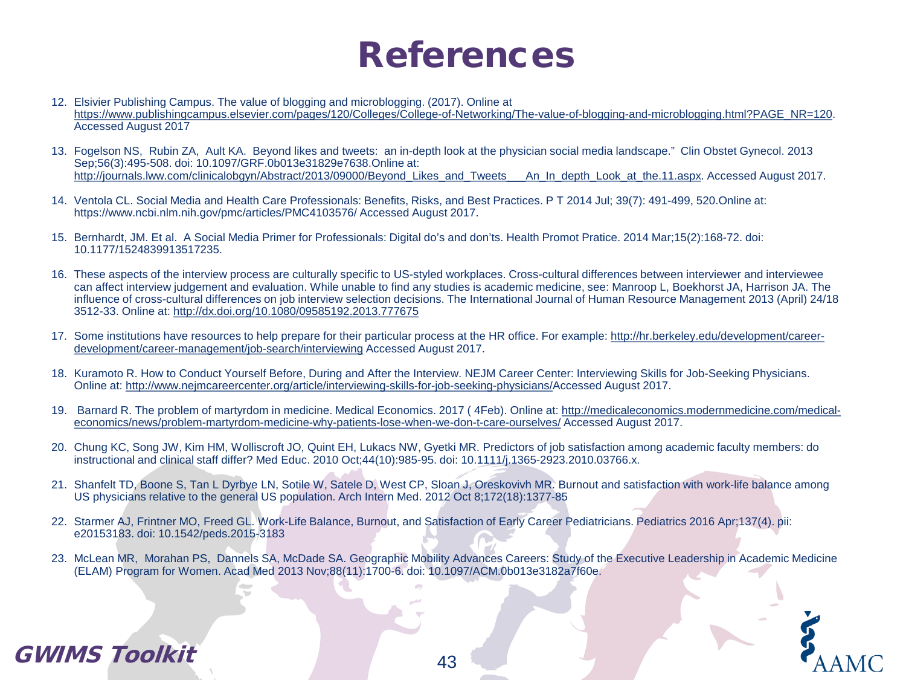# References

12. Elsivier Publishing Campus. The value of blogging and microblogging. (2017). Online at https://www.publishingcampus.elsevier.com/pages/120/Colleges/College-of-Networking/The-value-of-blogging-and-microblogging.html?PAGE_NR=120. Accessed August 2017
13. Fogelson NS, Rubin ZA, Ault KA. Beyond likes and tweets: an in-depth look at the physician social media landscape." Clin Obstet Gynecol. 2013 Sep;56(3):495-508. doi: 10.1097/GRF.0b013e31829e7638.Online at: http://journals.lww.com/clinicalobgyn/Abstract/2013/09000/Beyond_Likes_and_Tweets___An_In_depth_Look_at_the.11.aspx. Accessed August 2017.
14. Ventola CL. Social Media and Health Care Professionals: Benefits, Risks, and Best Practices. P T 2014 Jul; 39(7): 491-499, 520.Online at: https://www.ncbi.nlm.nih.gov/pmc/articles/PMC4103576/ Accessed August 2017.
15. Bernhardt, JM. Et al. A Social Media Primer for Professionals: Digital do's and don'ts. Health Promot Pratice. 2014 Mar;15(2):168-72. doi: 10.1177/1524839913517235.
16. These aspects of the interview process are culturally specific to US-styled workplaces. Cross-cultural differences between interviewer and interviewee can affect interview judgement and evaluation. While unable to find any studies is academic medicine, see: Manroop L, Boekhorst JA, Harrison JA. The influence of cross-cultural differences on job interview selection decisions. The International Journal of Human Resource Management 2013 (April) 24/18 3512-33. Online at: http://dx.doi.org/10.1080/09585192.2013.777675
17. Some institutions have resources to help prepare for their particular process at the HR office. For example: http://hr.berkeley.edu/development/career-development/career-management/job-search/interviewing Accessed August 2017.
18. Kuramoto R. How to Conduct Yourself Before, During and After the Interview. NEJM Career Center: Interviewing Skills for Job-Seeking Physicians. Online at: http://www.nejmcareercenter.org/article/interviewing-skills-for-job-seeking-physicians/Accessed August 2017.
19. Barnard R. The problem of martyrdom in medicine. Medical Economics. 2017 ( 4Feb). Online at: http://medicaleconomics.modernmedicine.com/medical-economics/news/problem-martyrdom-medicine-why-patients-lose-when-we-don-t-care-ourselves/ Accessed August 2017.
20. Chung KC, Song JW, Kim HM, Wolliscroft JO, Quint EH, Lukacs NW, Gyetki MR. Predictors of job satisfaction among academic faculty members: do instructional and clinical staff differ? Med Educ. 2010 Oct;44(10):985-95. doi: 10.1111/j.1365-2923.2010.03766.x.
21. Shanfelt TD, Boone S, Tan L Dyrbye LN, Sotile W, Satele D, West CP, Sloan J, Oreskovivh MR. Burnout and satisfaction with work-life balance among US physicians relative to the general US population. Arch Intern Med. 2012 Oct 8;172(18):1377-85
22. Starmer AJ, Frintner MO, Freed GL. Work-Life Balance, Burnout, and Satisfaction of Early Career Pediatricians. Pediatrics 2016 Apr;137(4). pii: e20153183. doi: 10.1542/peds.2015-3183
23. McLean MR, Morahan PS, Dannels SA, McDade SA. Geographic Mobility Advances Careers: Study of the Executive Leadership in Academic Medicine (ELAM) Program for Women. Acad Med 2013 Nov;88(11):1700-6. doi: 10.1097/ACM.0b013e3182a7f60e.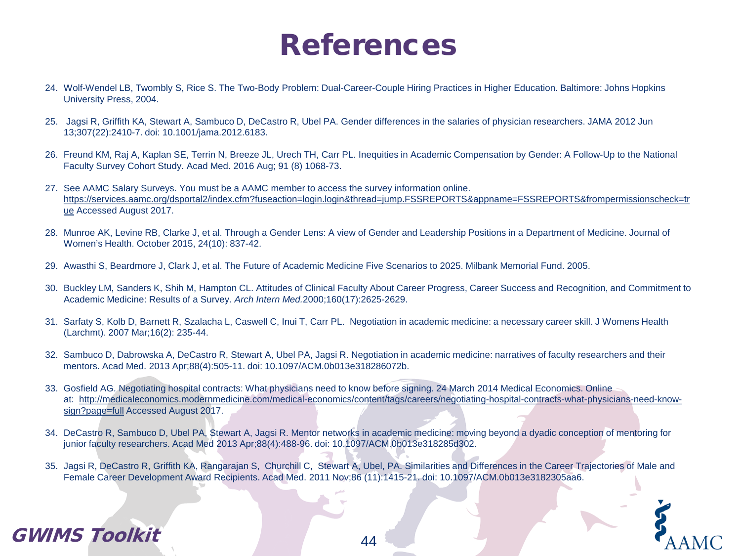# References

24. Wolf-Wendel LB, Twombly S, Rice S. The Two-Body Problem: Dual-Career-Couple Hiring Practices in Higher Education. Baltimore: Johns Hopkins University Press, 2004.

25. Jagsi R, Griffith KA, Stewart A, Sambuco D, DeCastro R, Ubel PA. Gender differences in the salaries of physician researchers. JAMA 2012 Jun 13;307(22):2410-7. doi: 10.1001/jama.2012.6183.

26. Freund KM, Raj A, Kaplan SE, Terrin N, Breeze JL, Urech TH, Carr PL. Inequities in Academic Compensation by Gender: A Follow-Up to the National Faculty Survey Cohort Study. Acad Med. 2016 Aug; 91 (8) 1068-73.

27. See AAMC Salary Surveys. You must be a AAMC member to access the survey information online. https://services.aamc.org/dsportal2/index.cfm?fuseaction=login.login&thread=jump.FSSREPORTS&appname=FSSREPORTS&frompermissionscheck=true Accessed August 2017.

28. Munroe AK, Levine RB, Clarke J, et al. Through a Gender Lens: A view of Gender and Leadership Positions in a Department of Medicine. Journal of Women's Health. October 2015, 24(10): 837-42.

29. Awasthi S, Beardmore J, Clark J, et al. The Future of Academic Medicine Five Scenarios to 2025. Milbank Memorial Fund. 2005.

30. Buckley LM, Sanders K, Shih M, Hampton CL. Attitudes of Clinical Faculty About Career Progress, Career Success and Recognition, and Commitment to Academic Medicine: Results of a Survey. *Arch Intern Med.*2000;160(17):2625-2629.

31. Sarfaty S, Kolb D, Barnett R, Szalacha L, Caswell C, Inui T, Carr PL. Negotiation in academic medicine: a necessary career skill. J Womens Health (Larchmt). 2007 Mar;16(2): 235-44.

32. Sambuco D, Dabrowska A, DeCastro R, Stewart A, Ubel PA, Jagsi R. Negotiation in academic medicine: narratives of faculty researchers and their mentors. Acad Med. 2013 Apr;88(4):505-11. doi: 10.1097/ACM.0b013e318286072b.

33. Gosfield AG. Negotiating hospital contracts: What physicians need to know before signing. 24 March 2014 Medical Economics. Online at: http://medicaleconomics.modernmedicine.com/medical-economics/content/tags/careers/negotiating-hospital-contracts-what-physicians-need-know-sign?page=full Accessed August 2017.

34. DeCastro R, Sambuco D, Ubel PA, Stewart A, Jagsi R. Mentor networks in academic medicine: moving beyond a dyadic conception of mentoring for junior faculty researchers. Acad Med 2013 Apr;88(4):488-96. doi: 10.1097/ACM.0b013e318285d302.

35. Jagsi R, DeCastro R, Griffith KA, Rangarajan S, Churchill C, Stewart A, Ubel, PA. Similarities and Differences in the Career Trajectories of Male and Female Career Development Award Recipients. Acad Med. 2011 Nov;86 (11):1415-21. doi: 10.1097/ACM.0b013e3182305aa6.

**GWIMS Toolkit**

AAMC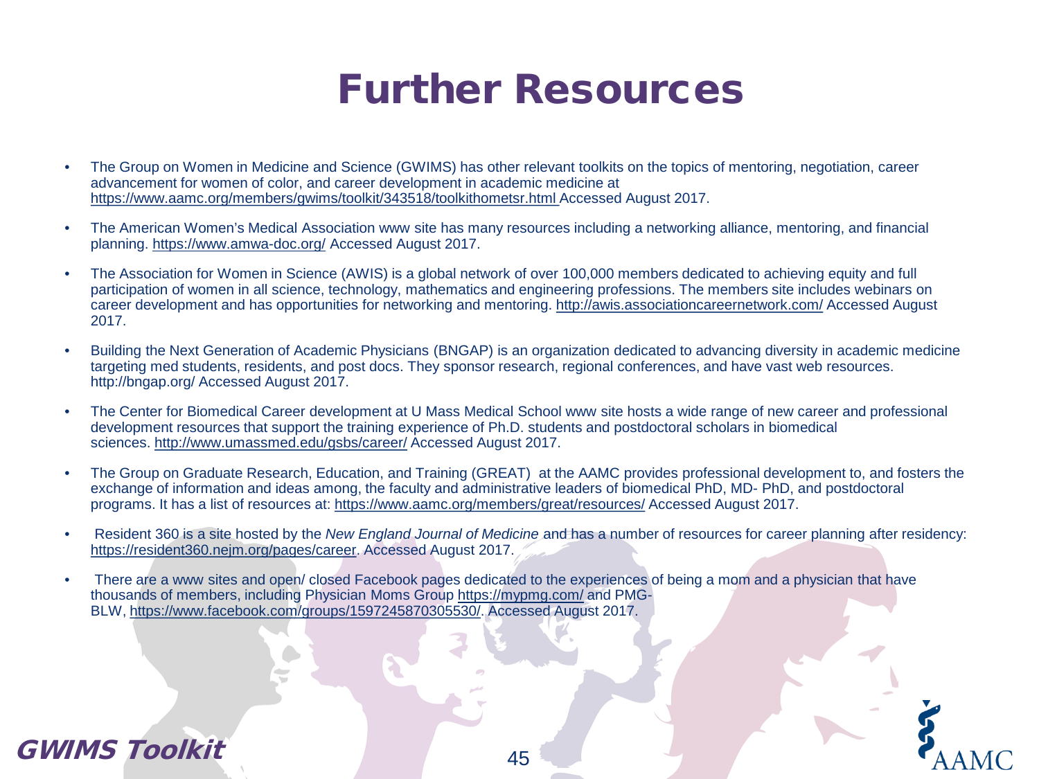# Further Resources

- The Group on Women in Medicine and Science (GWIMS) has other relevant toolkits on the topics of mentoring, negotiation, career advancement for women of color, and career development in academic medicine at https://www.aamc.org/members/gwims/toolkit/343518/toolkithometsr.html Accessed August 2017.
- The American Women's Medical Association www site has many resources including a networking alliance, mentoring, and financial planning. https://www.amwa-doc.org/ Accessed August 2017.
- The Association for Women in Science (AWIS) is a global network of over 100,000 members dedicated to achieving equity and full participation of women in all science, technology, mathematics and engineering professions. The members site includes webinars on career development and has opportunities for networking and mentoring. http://awis.associationcareernetwork.com/ Accessed August 2017.
- Building the Next Generation of Academic Physicians (BNGAP) is an organization dedicated to advancing diversity in academic medicine targeting med students, residents, and post docs. They sponsor research, regional conferences, and have vast web resources. http://bngap.org/ Accessed August 2017.
- The Center for Biomedical Career development at U Mass Medical School www site hosts a wide range of new career and professional development resources that support the training experience of Ph.D. students and postdoctoral scholars in biomedical sciences. http://www.umassmed.edu/gsbs/career/ Accessed August 2017.
- The Group on Graduate Research, Education, and Training (GREAT) at the AAMC provides professional development to, and fosters the exchange of information and ideas among, the faculty and administrative leaders of biomedical PhD, MD- PhD, and postdoctoral programs. It has a list of resources at: https://www.aamc.org/members/great/resources/ Accessed August 2017.
- Resident 360 is a site hosted by the *New England Journal of Medicine* and has a number of resources for career planning after residency: https://resident360.nejm.org/pages/career. Accessed August 2017.
- There are a www sites and open/ closed Facebook pages dedicated to the experiences of being a mom and a physician that have thousands of members, including Physician Moms Group https://mypmg.com/ and PMG-BLW, https://www.facebook.com/groups/1597245870305530/. Accessed August 2017.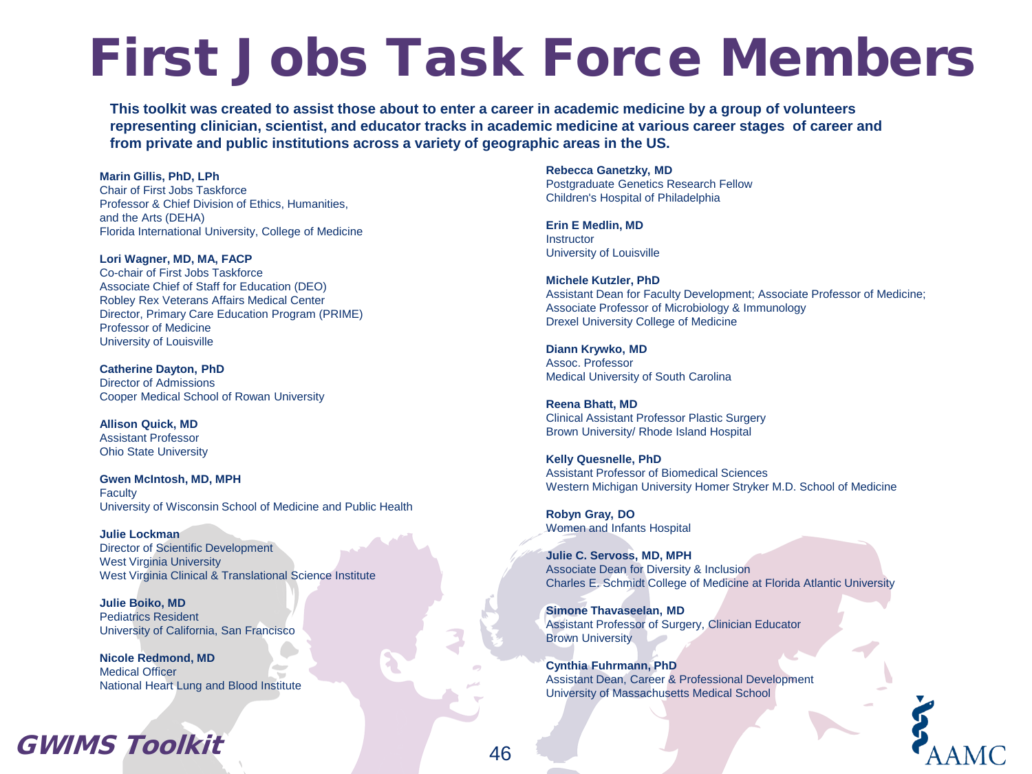# First Jobs Task Force Members

**This toolkit was created to assist those about to enter a career in academic medicine by a group of volunteers representing clinician, scientist, and educator tracks in academic medicine at various career stages of career and from private and public institutions across a variety of geographic areas in the US.**

**Marin Gillis, PhD, LPh**
Chair of First Jobs Taskforce
Professor & Chief Division of Ethics, Humanities, and the Arts (DEHA)
Florida International University, College of Medicine

**Lori Wagner, MD, MA, FACP**
Co-chair of First Jobs Taskforce
Associate Chief of Staff for Education (DEO)
Robley Rex Veterans Affairs Medical Center
Director, Primary Care Education Program (PRIME)
Professor of Medicine
University of Louisville

**Catherine Dayton, PhD**
Director of Admissions
Cooper Medical School of Rowan University

**Allison Quick, MD**
Assistant Professor
Ohio State University

**Gwen McIntosh, MD, MPH**
Faculty
University of Wisconsin School of Medicine and Public Health

**Julie Lockman**
Director of Scientific Development
West Virginia University
West Virginia Clinical & Translational Science Institute

**Julie Boiko, MD**
Pediatrics Resident
University of California, San Francisco

**Nicole Redmond, MD**
Medical Officer
National Heart Lung and Blood Institute

**Rebecca Ganetzky, MD**
Postgraduate Genetics Research Fellow
Children's Hospital of Philadelphia

**Erin E Medlin, MD**
Instructor
University of Louisville

**Michele Kutzler, PhD**
Assistant Dean for Faculty Development; Associate Professor of Medicine; Associate Professor of Microbiology & Immunology
Drexel University College of Medicine

**Diann Krywko, MD**
Assoc. Professor
Medical University of South Carolina

**Reena Bhatt, MD**
Clinical Assistant Professor Plastic Surgery
Brown University/ Rhode Island Hospital

**Kelly Quesnelle, PhD**
Assistant Professor of Biomedical Sciences
Western Michigan University Homer Stryker M.D. School of Medicine

**Robyn Gray, DO**
Women and Infants Hospital

**Julie C. Servoss, MD, MPH**
Associate Dean for Diversity & Inclusion
Charles E. Schmidt College of Medicine at Florida Atlantic University

**Simone Thavaseelan, MD**
Assistant Professor of Surgery, Clinician Educator
Brown University

**Cynthia Fuhrmann, PhD**
Assistant Dean, Career & Professional Development
University of Massachusetts Medical School